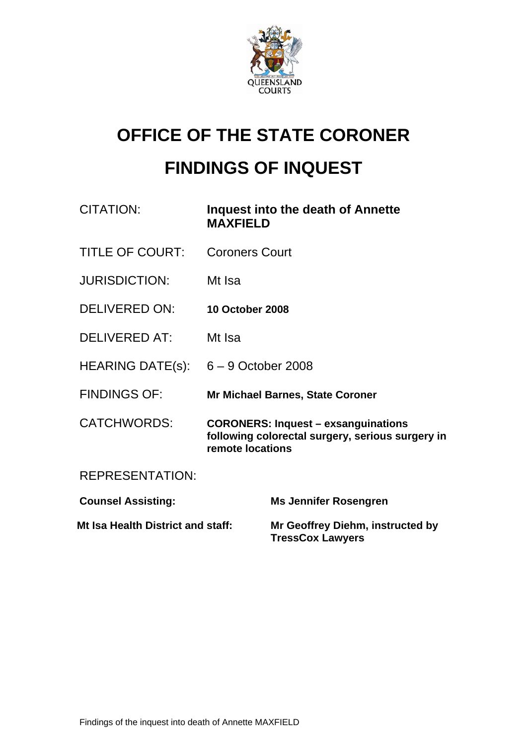# OFFICE OF THE STATE CORONER

# FINDINGS OF INQUEST

| | |
|---|---|
| CITATION: | **Inquest into the death of Annette MAXFIELD** |
| TITLE OF COURT: | Coroners Court |
| JURISDICTION: | Mt Isa |
| DELIVERED ON: | **10 October 2008** |
| DELIVERED AT: | Mt Isa |
| HEARING DATE(s): | 6 – 9 October 2008 |
| FINDINGS OF: | **Mr Michael Barnes, State Coroner** |
| CATCHWORDS: | **CORONERS: Inquest – exsanguinations following colorectal surgery, serious surgery in remote locations** |

REPRESENTATION:

| | |
|---|---|
| **Counsel Assisting:** | **Ms Jennifer Rosengren** |
| **Mt Isa Health District and staff:** | **Mr Geoffrey Diehm, instructed by TressCox Lawyers** |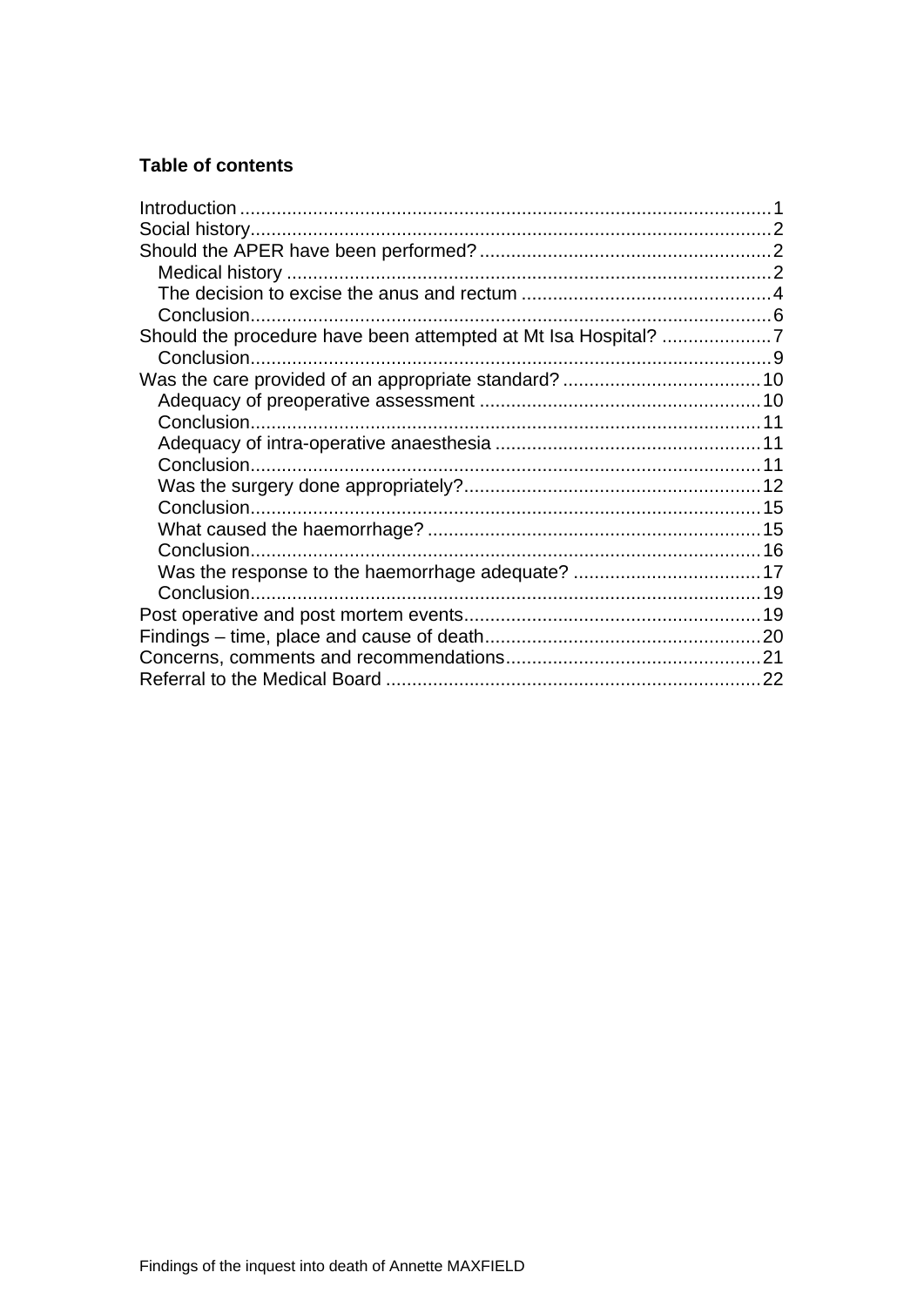**Table of contents**

- Introduction ... 1
- Social history ... 2
- Should the APER have been performed? ... 2
  - Medical history ... 2
  - The decision to excise the anus and rectum ... 4
  - Conclusion ... 6
- Should the procedure have been attempted at Mt Isa Hospital? ... 7
  - Conclusion ... 9
- Was the care provided of an appropriate standard? ... 10
  - Adequacy of preoperative assessment ... 10
  - Conclusion ... 11
  - Adequacy of intra-operative anaesthesia ... 11
  - Conclusion ... 11
  - Was the surgery done appropriately? ... 12
  - Conclusion ... 15
  - What caused the haemorrhage? ... 15
  - Conclusion ... 16
  - Was the response to the haemorrhage adequate? ... 17
  - Conclusion ... 19
- Post operative and post mortem events ... 19
- Findings – time, place and cause of death ... 20
- Concerns, comments and recommendations ... 21
- Referral to the Medical Board ... 22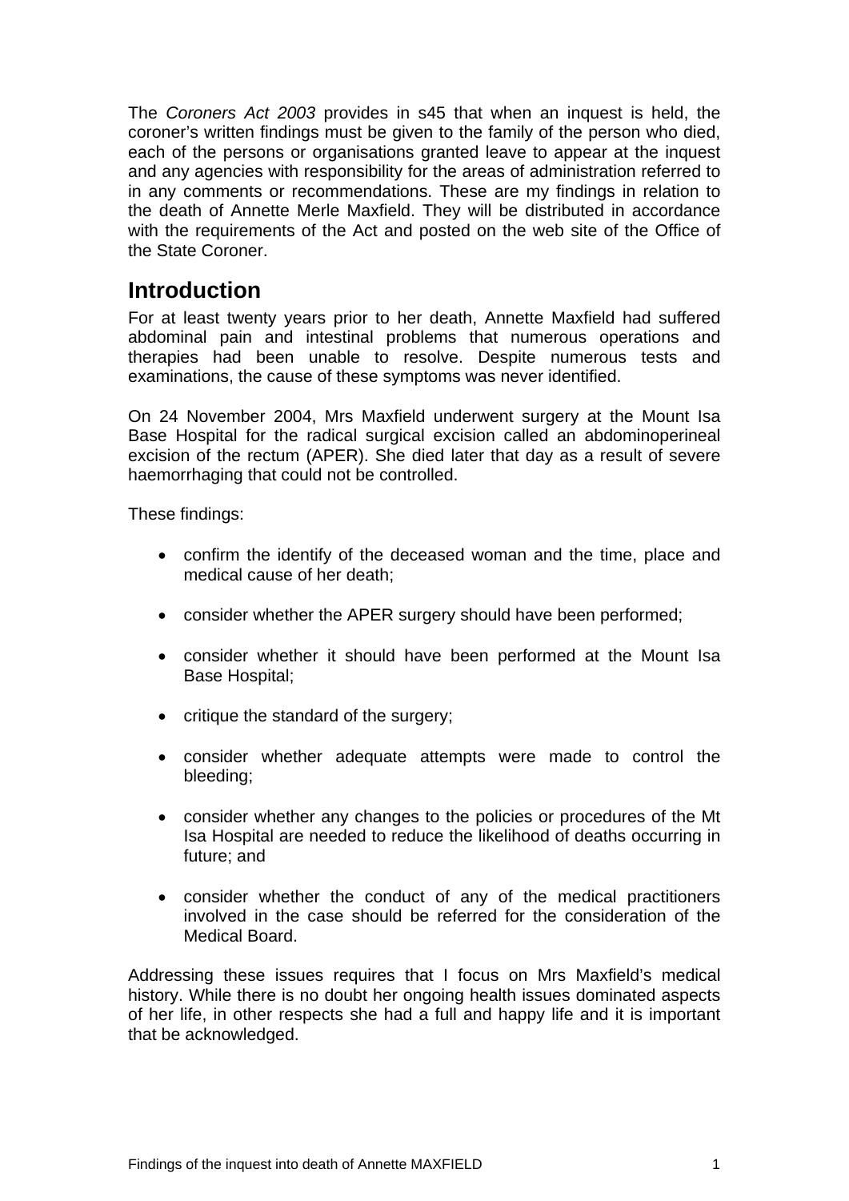The *Coroners Act 2003* provides in s45 that when an inquest is held, the coroner's written findings must be given to the family of the person who died, each of the persons or organisations granted leave to appear at the inquest and any agencies with responsibility for the areas of administration referred to in any comments or recommendations. These are my findings in relation to the death of Annette Merle Maxfield. They will be distributed in accordance with the requirements of the Act and posted on the web site of the Office of the State Coroner.

## Introduction

For at least twenty years prior to her death, Annette Maxfield had suffered abdominal pain and intestinal problems that numerous operations and therapies had been unable to resolve. Despite numerous tests and examinations, the cause of these symptoms was never identified.

On 24 November 2004, Mrs Maxfield underwent surgery at the Mount Isa Base Hospital for the radical surgical excision called an abdominoperineal excision of the rectum (APER). She died later that day as a result of severe haemorrhaging that could not be controlled.

These findings:

- confirm the identify of the deceased woman and the time, place and medical cause of her death;
- consider whether the APER surgery should have been performed;
- consider whether it should have been performed at the Mount Isa Base Hospital;
- critique the standard of the surgery;
- consider whether adequate attempts were made to control the bleeding;
- consider whether any changes to the policies or procedures of the Mt Isa Hospital are needed to reduce the likelihood of deaths occurring in future; and
- consider whether the conduct of any of the medical practitioners involved in the case should be referred for the consideration of the Medical Board.

Addressing these issues requires that I focus on Mrs Maxfield's medical history. While there is no doubt her ongoing health issues dominated aspects of her life, in other respects she had a full and happy life and it is important that be acknowledged.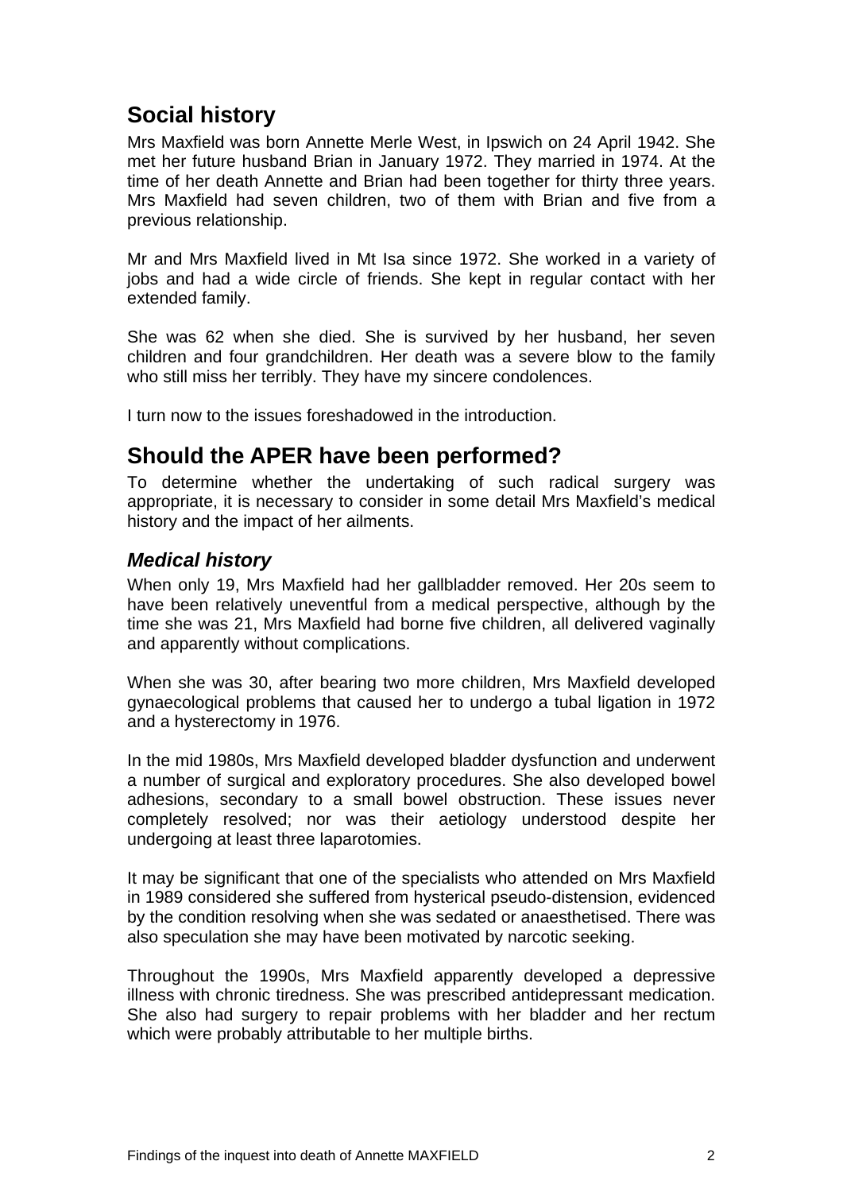## Social history

Mrs Maxfield was born Annette Merle West, in Ipswich on 24 April 1942. She met her future husband Brian in January 1972. They married in 1974. At the time of her death Annette and Brian had been together for thirty three years. Mrs Maxfield had seven children, two of them with Brian and five from a previous relationship.

Mr and Mrs Maxfield lived in Mt Isa since 1972. She worked in a variety of jobs and had a wide circle of friends. She kept in regular contact with her extended family.

She was 62 when she died. She is survived by her husband, her seven children and four grandchildren. Her death was a severe blow to the family who still miss her terribly. They have my sincere condolences.

I turn now to the issues foreshadowed in the introduction.

## Should the APER have been performed?

To determine whether the undertaking of such radical surgery was appropriate, it is necessary to consider in some detail Mrs Maxfield's medical history and the impact of her ailments.

### *Medical history*

When only 19, Mrs Maxfield had her gallbladder removed. Her 20s seem to have been relatively uneventful from a medical perspective, although by the time she was 21, Mrs Maxfield had borne five children, all delivered vaginally and apparently without complications.

When she was 30, after bearing two more children, Mrs Maxfield developed gynaecological problems that caused her to undergo a tubal ligation in 1972 and a hysterectomy in 1976.

In the mid 1980s, Mrs Maxfield developed bladder dysfunction and underwent a number of surgical and exploratory procedures. She also developed bowel adhesions, secondary to a small bowel obstruction. These issues never completely resolved; nor was their aetiology understood despite her undergoing at least three laparotomies.

It may be significant that one of the specialists who attended on Mrs Maxfield in 1989 considered she suffered from hysterical pseudo-distension, evidenced by the condition resolving when she was sedated or anaesthetised. There was also speculation she may have been motivated by narcotic seeking.

Throughout the 1990s, Mrs Maxfield apparently developed a depressive illness with chronic tiredness. She was prescribed antidepressant medication. She also had surgery to repair problems with her bladder and her rectum which were probably attributable to her multiple births.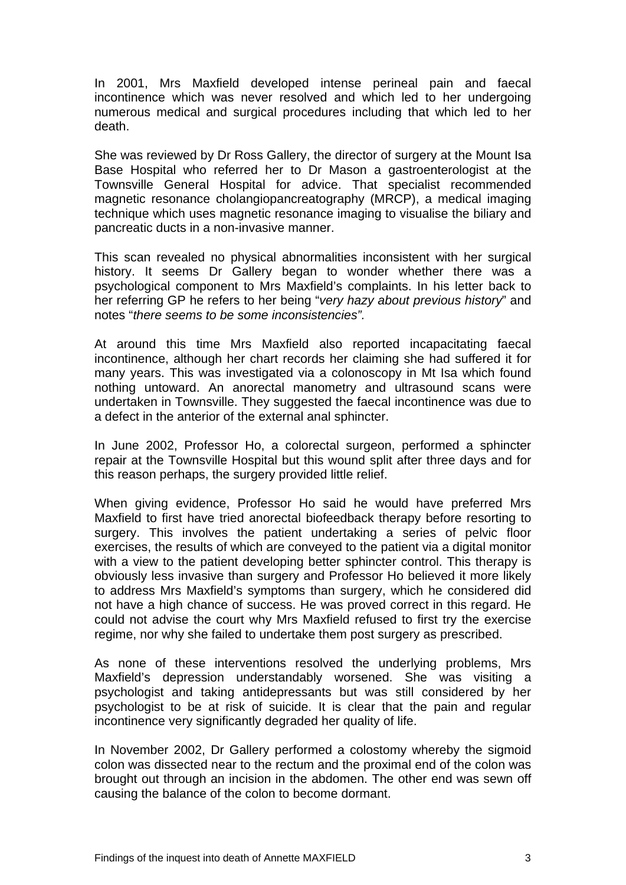In 2001, Mrs Maxfield developed intense perineal pain and faecal incontinence which was never resolved and which led to her undergoing numerous medical and surgical procedures including that which led to her death.

She was reviewed by Dr Ross Gallery, the director of surgery at the Mount Isa Base Hospital who referred her to Dr Mason a gastroenterologist at the Townsville General Hospital for advice. That specialist recommended magnetic resonance cholangiopancreatography (MRCP), a medical imaging technique which uses magnetic resonance imaging to visualise the biliary and pancreatic ducts in a non-invasive manner.

This scan revealed no physical abnormalities inconsistent with her surgical history. It seems Dr Gallery began to wonder whether there was a psychological component to Mrs Maxfield's complaints. In his letter back to her referring GP he refers to her being "*very hazy about previous history*" and notes "*there seems to be some inconsistencies".*

At around this time Mrs Maxfield also reported incapacitating faecal incontinence, although her chart records her claiming she had suffered it for many years. This was investigated via a colonoscopy in Mt Isa which found nothing untoward. An anorectal manometry and ultrasound scans were undertaken in Townsville. They suggested the faecal incontinence was due to a defect in the anterior of the external anal sphincter.

In June 2002, Professor Ho, a colorectal surgeon, performed a sphincter repair at the Townsville Hospital but this wound split after three days and for this reason perhaps, the surgery provided little relief.

When giving evidence, Professor Ho said he would have preferred Mrs Maxfield to first have tried anorectal biofeedback therapy before resorting to surgery. This involves the patient undertaking a series of pelvic floor exercises, the results of which are conveyed to the patient via a digital monitor with a view to the patient developing better sphincter control. This therapy is obviously less invasive than surgery and Professor Ho believed it more likely to address Mrs Maxfield's symptoms than surgery, which he considered did not have a high chance of success. He was proved correct in this regard. He could not advise the court why Mrs Maxfield refused to first try the exercise regime, nor why she failed to undertake them post surgery as prescribed.

As none of these interventions resolved the underlying problems, Mrs Maxfield's depression understandably worsened. She was visiting a psychologist and taking antidepressants but was still considered by her psychologist to be at risk of suicide. It is clear that the pain and regular incontinence very significantly degraded her quality of life.

In November 2002, Dr Gallery performed a colostomy whereby the sigmoid colon was dissected near to the rectum and the proximal end of the colon was brought out through an incision in the abdomen. The other end was sewn off causing the balance of the colon to become dormant.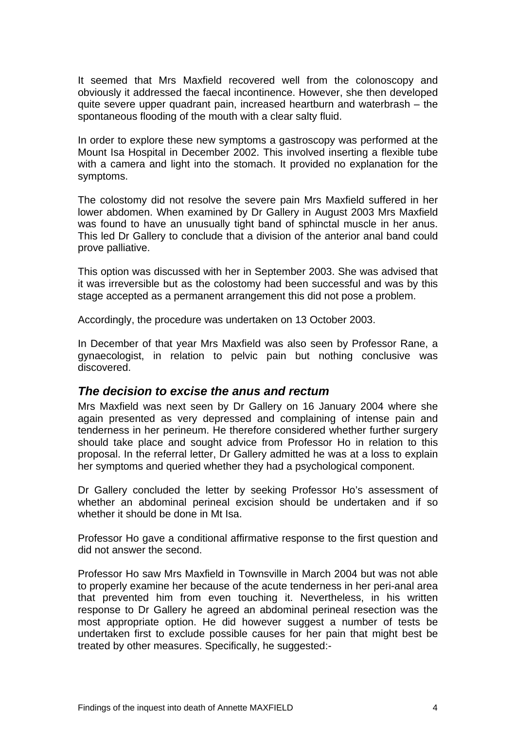It seemed that Mrs Maxfield recovered well from the colonoscopy and obviously it addressed the faecal incontinence. However, she then developed quite severe upper quadrant pain, increased heartburn and waterbrash – the spontaneous flooding of the mouth with a clear salty fluid.

In order to explore these new symptoms a gastroscopy was performed at the Mount Isa Hospital in December 2002. This involved inserting a flexible tube with a camera and light into the stomach. It provided no explanation for the symptoms.

The colostomy did not resolve the severe pain Mrs Maxfield suffered in her lower abdomen. When examined by Dr Gallery in August 2003 Mrs Maxfield was found to have an unusually tight band of sphinctal muscle in her anus. This led Dr Gallery to conclude that a division of the anterior anal band could prove palliative.

This option was discussed with her in September 2003. She was advised that it was irreversible but as the colostomy had been successful and was by this stage accepted as a permanent arrangement this did not pose a problem.

Accordingly, the procedure was undertaken on 13 October 2003.

In December of that year Mrs Maxfield was also seen by Professor Rane, a gynaecologist, in relation to pelvic pain but nothing conclusive was discovered.

## *The decision to excise the anus and rectum*

Mrs Maxfield was next seen by Dr Gallery on 16 January 2004 where she again presented as very depressed and complaining of intense pain and tenderness in her perineum. He therefore considered whether further surgery should take place and sought advice from Professor Ho in relation to this proposal. In the referral letter, Dr Gallery admitted he was at a loss to explain her symptoms and queried whether they had a psychological component.

Dr Gallery concluded the letter by seeking Professor Ho's assessment of whether an abdominal perineal excision should be undertaken and if so whether it should be done in Mt Isa.

Professor Ho gave a conditional affirmative response to the first question and did not answer the second.

Professor Ho saw Mrs Maxfield in Townsville in March 2004 but was not able to properly examine her because of the acute tenderness in her peri-anal area that prevented him from even touching it. Nevertheless, in his written response to Dr Gallery he agreed an abdominal perineal resection was the most appropriate option. He did however suggest a number of tests be undertaken first to exclude possible causes for her pain that might best be treated by other measures. Specifically, he suggested:-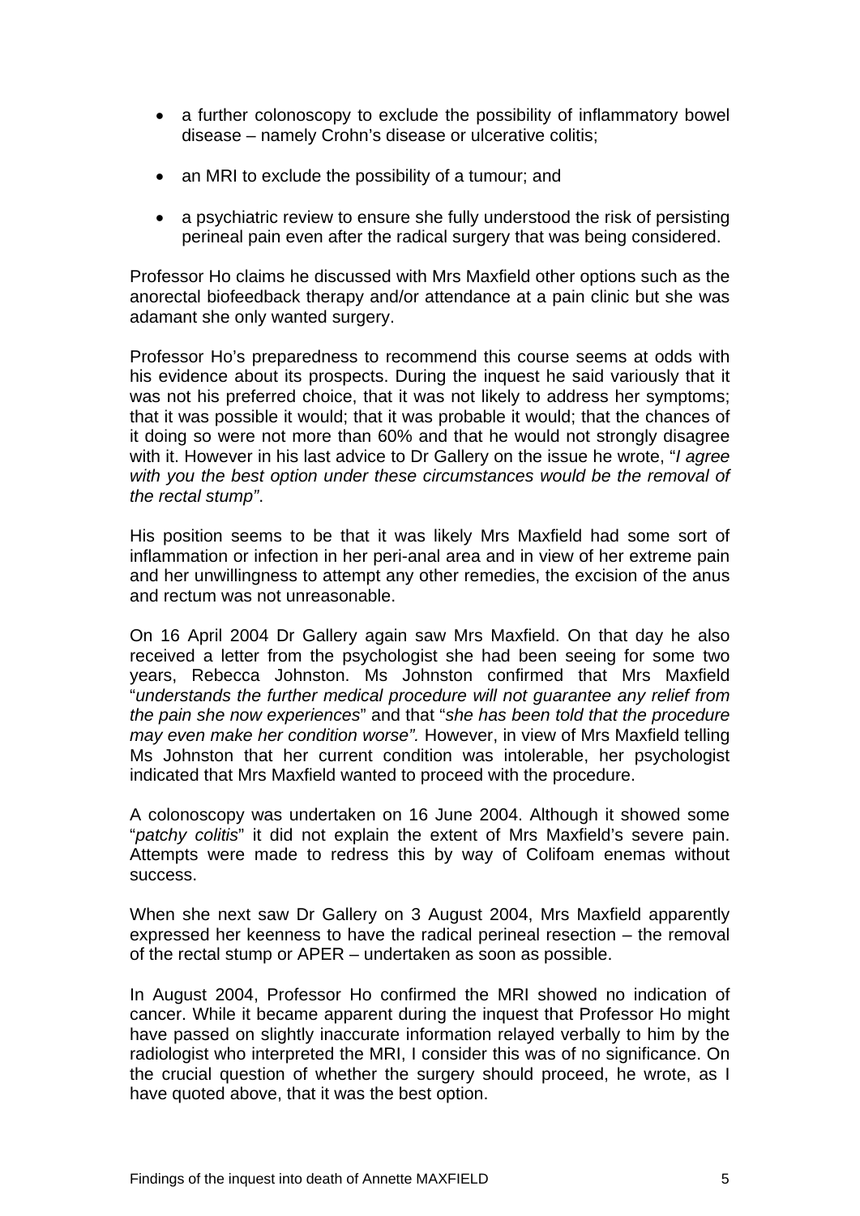- a further colonoscopy to exclude the possibility of inflammatory bowel disease – namely Crohn's disease or ulcerative colitis;
- an MRI to exclude the possibility of a tumour; and
- a psychiatric review to ensure she fully understood the risk of persisting perineal pain even after the radical surgery that was being considered.

Professor Ho claims he discussed with Mrs Maxfield other options such as the anorectal biofeedback therapy and/or attendance at a pain clinic but she was adamant she only wanted surgery.

Professor Ho's preparedness to recommend this course seems at odds with his evidence about its prospects. During the inquest he said variously that it was not his preferred choice, that it was not likely to address her symptoms; that it was possible it would; that it was probable it would; that the chances of it doing so were not more than 60% and that he would not strongly disagree with it. However in his last advice to Dr Gallery on the issue he wrote, "*I agree with you the best option under these circumstances would be the removal of the rectal stump"*.

His position seems to be that it was likely Mrs Maxfield had some sort of inflammation or infection in her peri-anal area and in view of her extreme pain and her unwillingness to attempt any other remedies, the excision of the anus and rectum was not unreasonable.

On 16 April 2004 Dr Gallery again saw Mrs Maxfield. On that day he also received a letter from the psychologist she had been seeing for some two years, Rebecca Johnston. Ms Johnston confirmed that Mrs Maxfield "*understands the further medical procedure will not guarantee any relief from the pain she now experiences*" and that "*she has been told that the procedure may even make her condition worse".* However, in view of Mrs Maxfield telling Ms Johnston that her current condition was intolerable, her psychologist indicated that Mrs Maxfield wanted to proceed with the procedure.

A colonoscopy was undertaken on 16 June 2004. Although it showed some "*patchy colitis*" it did not explain the extent of Mrs Maxfield's severe pain. Attempts were made to redress this by way of Colifoam enemas without success.

When she next saw Dr Gallery on 3 August 2004, Mrs Maxfield apparently expressed her keenness to have the radical perineal resection – the removal of the rectal stump or APER – undertaken as soon as possible.

In August 2004, Professor Ho confirmed the MRI showed no indication of cancer. While it became apparent during the inquest that Professor Ho might have passed on slightly inaccurate information relayed verbally to him by the radiologist who interpreted the MRI, I consider this was of no significance. On the crucial question of whether the surgery should proceed, he wrote, as I have quoted above, that it was the best option.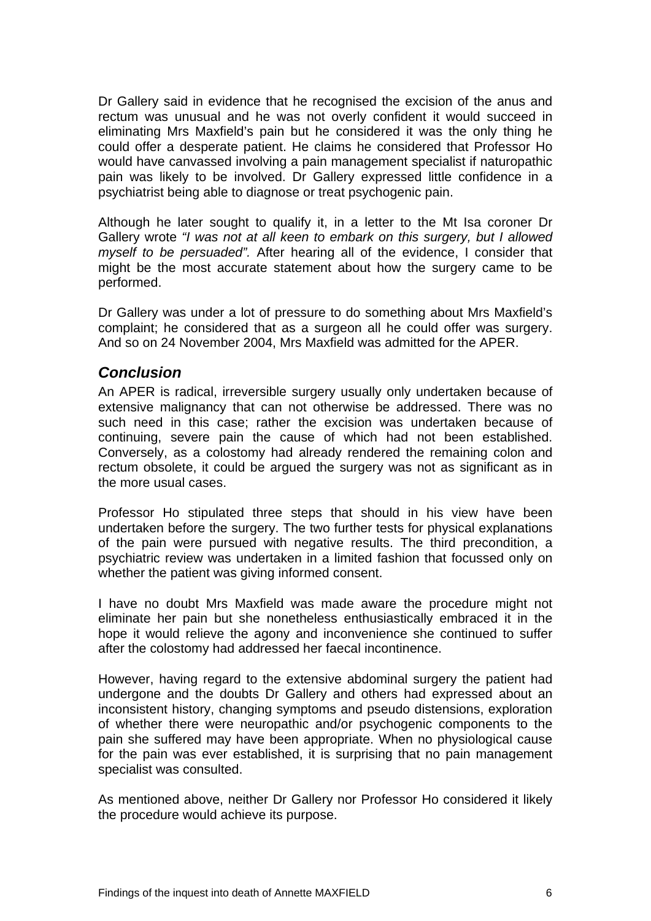Dr Gallery said in evidence that he recognised the excision of the anus and rectum was unusual and he was not overly confident it would succeed in eliminating Mrs Maxfield's pain but he considered it was the only thing he could offer a desperate patient. He claims he considered that Professor Ho would have canvassed involving a pain management specialist if naturopathic pain was likely to be involved. Dr Gallery expressed little confidence in a psychiatrist being able to diagnose or treat psychogenic pain.

Although he later sought to qualify it, in a letter to the Mt Isa coroner Dr Gallery wrote *"I was not at all keen to embark on this surgery, but I allowed myself to be persuaded".* After hearing all of the evidence, I consider that might be the most accurate statement about how the surgery came to be performed.

Dr Gallery was under a lot of pressure to do something about Mrs Maxfield's complaint; he considered that as a surgeon all he could offer was surgery. And so on 24 November 2004, Mrs Maxfield was admitted for the APER.

### *Conclusion*

An APER is radical, irreversible surgery usually only undertaken because of extensive malignancy that can not otherwise be addressed. There was no such need in this case; rather the excision was undertaken because of continuing, severe pain the cause of which had not been established. Conversely, as a colostomy had already rendered the remaining colon and rectum obsolete, it could be argued the surgery was not as significant as in the more usual cases.

Professor Ho stipulated three steps that should in his view have been undertaken before the surgery. The two further tests for physical explanations of the pain were pursued with negative results. The third precondition, a psychiatric review was undertaken in a limited fashion that focussed only on whether the patient was giving informed consent.

I have no doubt Mrs Maxfield was made aware the procedure might not eliminate her pain but she nonetheless enthusiastically embraced it in the hope it would relieve the agony and inconvenience she continued to suffer after the colostomy had addressed her faecal incontinence.

However, having regard to the extensive abdominal surgery the patient had undergone and the doubts Dr Gallery and others had expressed about an inconsistent history, changing symptoms and pseudo distensions, exploration of whether there were neuropathic and/or psychogenic components to the pain she suffered may have been appropriate. When no physiological cause for the pain was ever established, it is surprising that no pain management specialist was consulted.

As mentioned above, neither Dr Gallery nor Professor Ho considered it likely the procedure would achieve its purpose.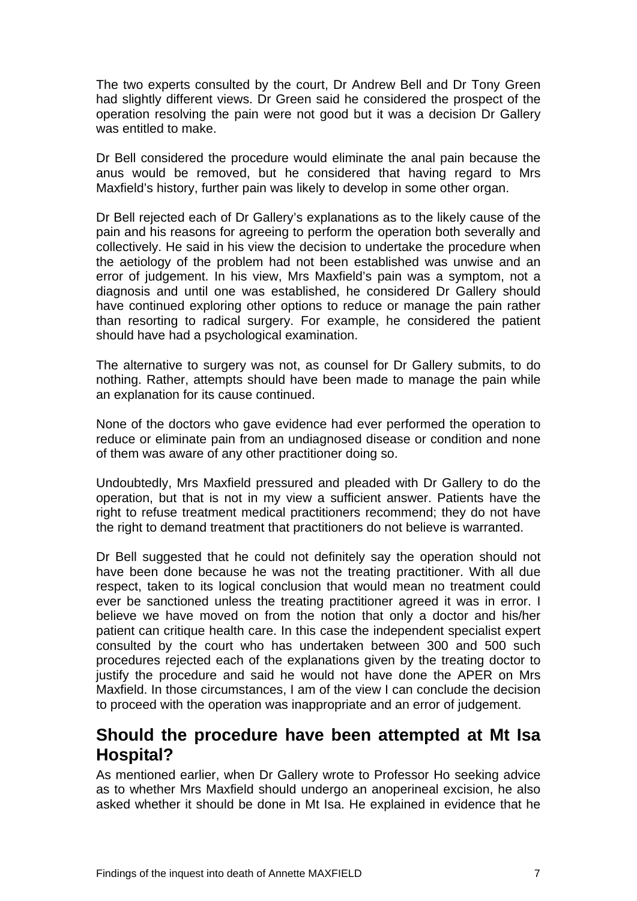The two experts consulted by the court, Dr Andrew Bell and Dr Tony Green had slightly different views. Dr Green said he considered the prospect of the operation resolving the pain were not good but it was a decision Dr Gallery was entitled to make.

Dr Bell considered the procedure would eliminate the anal pain because the anus would be removed, but he considered that having regard to Mrs Maxfield's history, further pain was likely to develop in some other organ.

Dr Bell rejected each of Dr Gallery's explanations as to the likely cause of the pain and his reasons for agreeing to perform the operation both severally and collectively. He said in his view the decision to undertake the procedure when the aetiology of the problem had not been established was unwise and an error of judgement. In his view, Mrs Maxfield's pain was a symptom, not a diagnosis and until one was established, he considered Dr Gallery should have continued exploring other options to reduce or manage the pain rather than resorting to radical surgery. For example, he considered the patient should have had a psychological examination.

The alternative to surgery was not, as counsel for Dr Gallery submits, to do nothing. Rather, attempts should have been made to manage the pain while an explanation for its cause continued.

None of the doctors who gave evidence had ever performed the operation to reduce or eliminate pain from an undiagnosed disease or condition and none of them was aware of any other practitioner doing so.

Undoubtedly, Mrs Maxfield pressured and pleaded with Dr Gallery to do the operation, but that is not in my view a sufficient answer. Patients have the right to refuse treatment medical practitioners recommend; they do not have the right to demand treatment that practitioners do not believe is warranted.

Dr Bell suggested that he could not definitely say the operation should not have been done because he was not the treating practitioner. With all due respect, taken to its logical conclusion that would mean no treatment could ever be sanctioned unless the treating practitioner agreed it was in error. I believe we have moved on from the notion that only a doctor and his/her patient can critique health care. In this case the independent specialist expert consulted by the court who has undertaken between 300 and 500 such procedures rejected each of the explanations given by the treating doctor to justify the procedure and said he would not have done the APER on Mrs Maxfield. In those circumstances, I am of the view I can conclude the decision to proceed with the operation was inappropriate and an error of judgement.

## Should the procedure have been attempted at Mt Isa Hospital?

As mentioned earlier, when Dr Gallery wrote to Professor Ho seeking advice as to whether Mrs Maxfield should undergo an anoperineal excision, he also asked whether it should be done in Mt Isa. He explained in evidence that he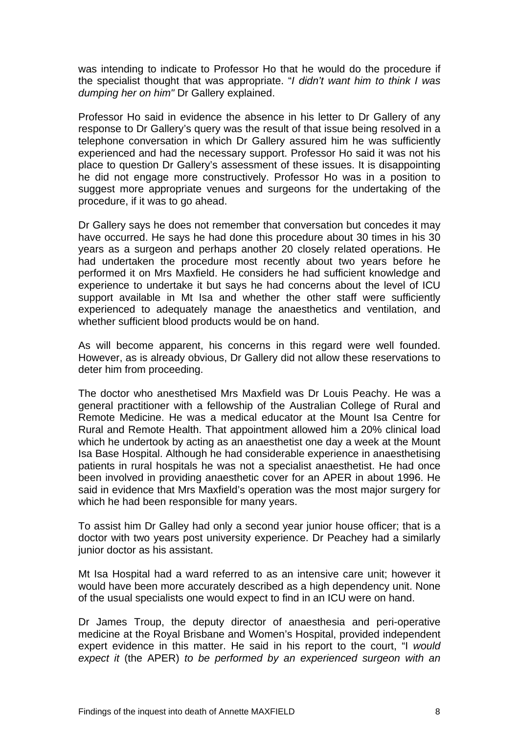was intending to indicate to Professor Ho that he would do the procedure if the specialist thought that was appropriate. "*I didn't want him to think I was dumping her on him"* Dr Gallery explained.

Professor Ho said in evidence the absence in his letter to Dr Gallery of any response to Dr Gallery's query was the result of that issue being resolved in a telephone conversation in which Dr Gallery assured him he was sufficiently experienced and had the necessary support. Professor Ho said it was not his place to question Dr Gallery's assessment of these issues. It is disappointing he did not engage more constructively. Professor Ho was in a position to suggest more appropriate venues and surgeons for the undertaking of the procedure, if it was to go ahead.

Dr Gallery says he does not remember that conversation but concedes it may have occurred. He says he had done this procedure about 30 times in his 30 years as a surgeon and perhaps another 20 closely related operations. He had undertaken the procedure most recently about two years before he performed it on Mrs Maxfield. He considers he had sufficient knowledge and experience to undertake it but says he had concerns about the level of ICU support available in Mt Isa and whether the other staff were sufficiently experienced to adequately manage the anaesthetics and ventilation, and whether sufficient blood products would be on hand.

As will become apparent, his concerns in this regard were well founded. However, as is already obvious, Dr Gallery did not allow these reservations to deter him from proceeding.

The doctor who anesthetised Mrs Maxfield was Dr Louis Peachy. He was a general practitioner with a fellowship of the Australian College of Rural and Remote Medicine. He was a medical educator at the Mount Isa Centre for Rural and Remote Health. That appointment allowed him a 20% clinical load which he undertook by acting as an anaesthetist one day a week at the Mount Isa Base Hospital. Although he had considerable experience in anaesthetising patients in rural hospitals he was not a specialist anaesthetist. He had once been involved in providing anaesthetic cover for an APER in about 1996. He said in evidence that Mrs Maxfield's operation was the most major surgery for which he had been responsible for many years.

To assist him Dr Galley had only a second year junior house officer; that is a doctor with two years post university experience. Dr Peachey had a similarly junior doctor as his assistant.

Mt Isa Hospital had a ward referred to as an intensive care unit; however it would have been more accurately described as a high dependency unit. None of the usual specialists one would expect to find in an ICU were on hand.

Dr James Troup, the deputy director of anaesthesia and peri-operative medicine at the Royal Brisbane and Women's Hospital, provided independent expert evidence in this matter. He said in his report to the court, "I *would expect it* (the APER) *to be performed by an experienced surgeon with an*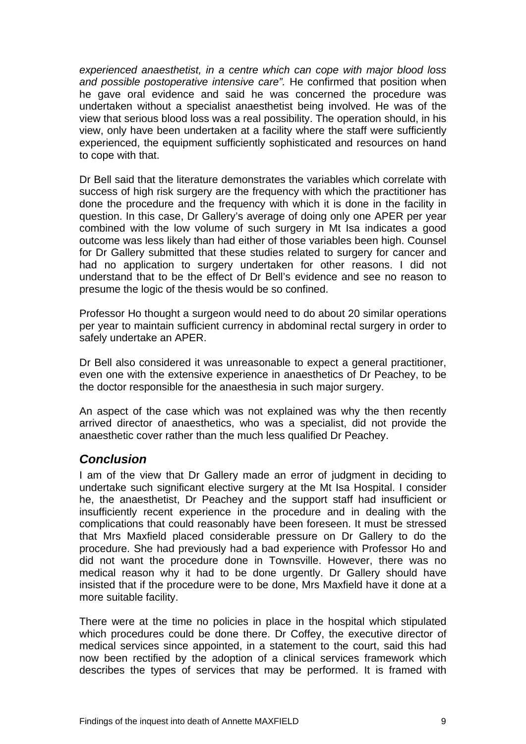*experienced anaesthetist, in a centre which can cope with major blood loss and possible postoperative intensive care".* He confirmed that position when he gave oral evidence and said he was concerned the procedure was undertaken without a specialist anaesthetist being involved. He was of the view that serious blood loss was a real possibility. The operation should, in his view, only have been undertaken at a facility where the staff were sufficiently experienced, the equipment sufficiently sophisticated and resources on hand to cope with that.

Dr Bell said that the literature demonstrates the variables which correlate with success of high risk surgery are the frequency with which the practitioner has done the procedure and the frequency with which it is done in the facility in question. In this case, Dr Gallery's average of doing only one APER per year combined with the low volume of such surgery in Mt Isa indicates a good outcome was less likely than had either of those variables been high. Counsel for Dr Gallery submitted that these studies related to surgery for cancer and had no application to surgery undertaken for other reasons. I did not understand that to be the effect of Dr Bell's evidence and see no reason to presume the logic of the thesis would be so confined.

Professor Ho thought a surgeon would need to do about 20 similar operations per year to maintain sufficient currency in abdominal rectal surgery in order to safely undertake an APER.

Dr Bell also considered it was unreasonable to expect a general practitioner, even one with the extensive experience in anaesthetics of Dr Peachey, to be the doctor responsible for the anaesthesia in such major surgery.

An aspect of the case which was not explained was why the then recently arrived director of anaesthetics, who was a specialist, did not provide the anaesthetic cover rather than the much less qualified Dr Peachey.

## *Conclusion*

I am of the view that Dr Gallery made an error of judgment in deciding to undertake such significant elective surgery at the Mt Isa Hospital. I consider he, the anaesthetist, Dr Peachey and the support staff had insufficient or insufficiently recent experience in the procedure and in dealing with the complications that could reasonably have been foreseen. It must be stressed that Mrs Maxfield placed considerable pressure on Dr Gallery to do the procedure. She had previously had a bad experience with Professor Ho and did not want the procedure done in Townsville. However, there was no medical reason why it had to be done urgently. Dr Gallery should have insisted that if the procedure were to be done, Mrs Maxfield have it done at a more suitable facility.

There were at the time no policies in place in the hospital which stipulated which procedures could be done there. Dr Coffey, the executive director of medical services since appointed, in a statement to the court, said this had now been rectified by the adoption of a clinical services framework which describes the types of services that may be performed. It is framed with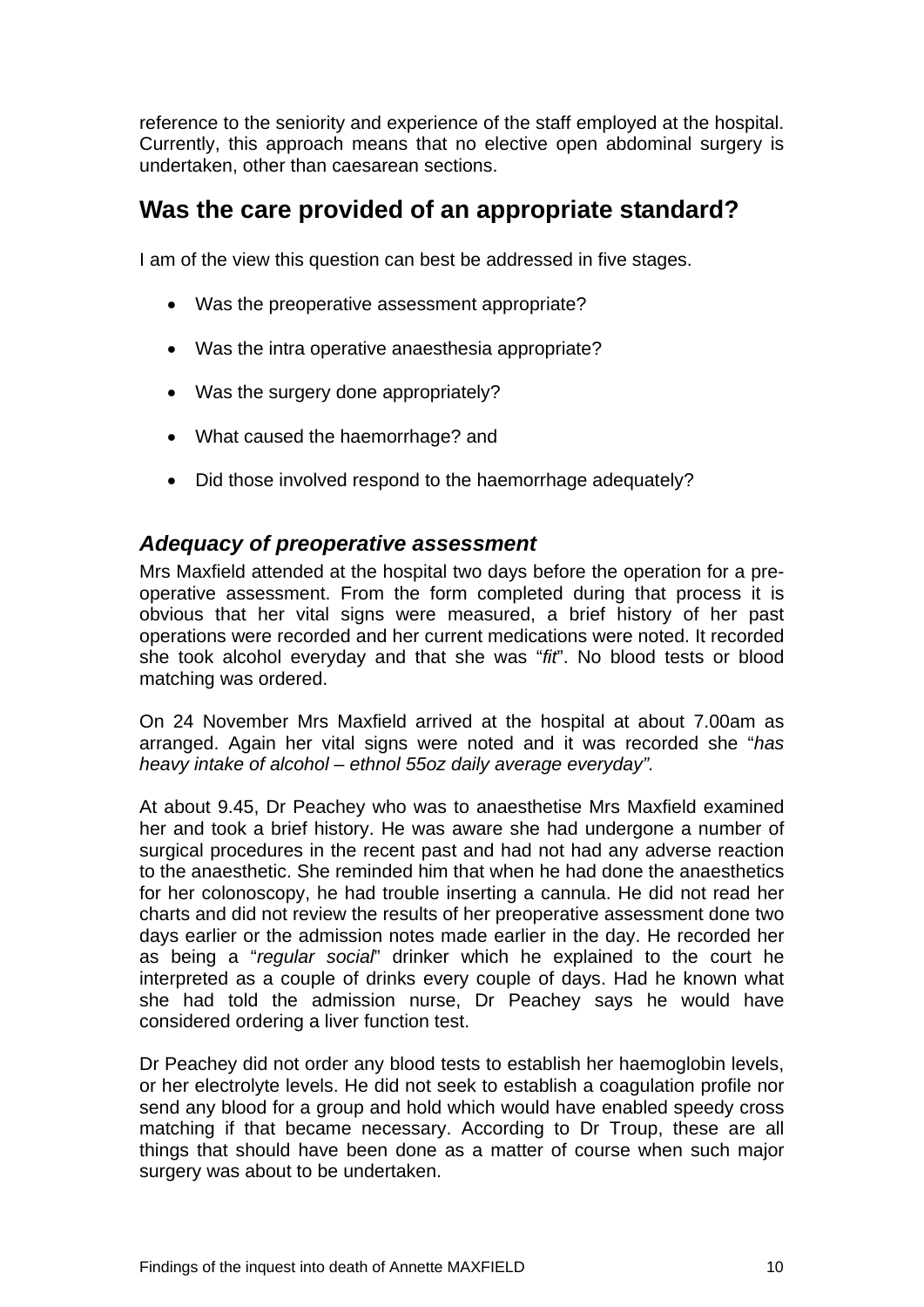reference to the seniority and experience of the staff employed at the hospital. Currently, this approach means that no elective open abdominal surgery is undertaken, other than caesarean sections.

## Was the care provided of an appropriate standard?

I am of the view this question can best be addressed in five stages.

- Was the preoperative assessment appropriate?
- Was the intra operative anaesthesia appropriate?
- Was the surgery done appropriately?
- What caused the haemorrhage? and
- Did those involved respond to the haemorrhage adequately?

### *Adequacy of preoperative assessment*

Mrs Maxfield attended at the hospital two days before the operation for a pre-operative assessment. From the form completed during that process it is obvious that her vital signs were measured, a brief history of her past operations were recorded and her current medications were noted. It recorded she took alcohol everyday and that she was "*fit*". No blood tests or blood matching was ordered.

On 24 November Mrs Maxfield arrived at the hospital at about 7.00am as arranged. Again her vital signs were noted and it was recorded she "*has heavy intake of alcohol – ethnol 55oz daily average everyday".*

At about 9.45, Dr Peachey who was to anaesthetise Mrs Maxfield examined her and took a brief history. He was aware she had undergone a number of surgical procedures in the recent past and had not had any adverse reaction to the anaesthetic. She reminded him that when he had done the anaesthetics for her colonoscopy, he had trouble inserting a cannula. He did not read her charts and did not review the results of her preoperative assessment done two days earlier or the admission notes made earlier in the day. He recorded her as being a "*regular social*" drinker which he explained to the court he interpreted as a couple of drinks every couple of days. Had he known what she had told the admission nurse, Dr Peachey says he would have considered ordering a liver function test.

Dr Peachey did not order any blood tests to establish her haemoglobin levels, or her electrolyte levels. He did not seek to establish a coagulation profile nor send any blood for a group and hold which would have enabled speedy cross matching if that became necessary. According to Dr Troup, these are all things that should have been done as a matter of course when such major surgery was about to be undertaken.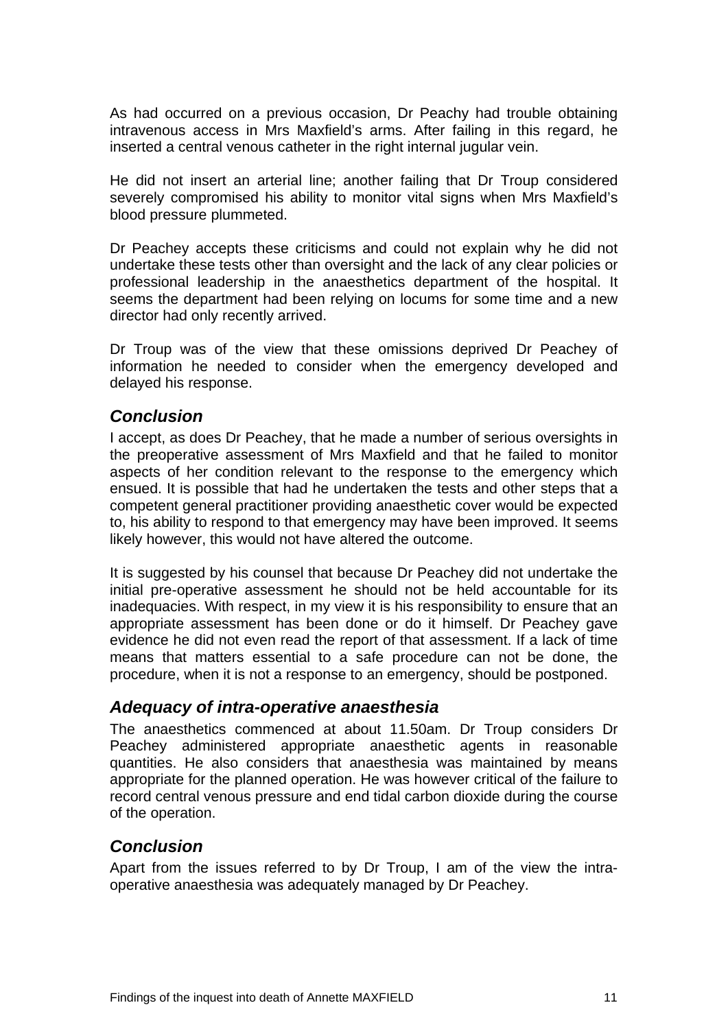As had occurred on a previous occasion, Dr Peachy had trouble obtaining intravenous access in Mrs Maxfield's arms. After failing in this regard, he inserted a central venous catheter in the right internal jugular vein.

He did not insert an arterial line; another failing that Dr Troup considered severely compromised his ability to monitor vital signs when Mrs Maxfield's blood pressure plummeted.

Dr Peachey accepts these criticisms and could not explain why he did not undertake these tests other than oversight and the lack of any clear policies or professional leadership in the anaesthetics department of the hospital. It seems the department had been relying on locums for some time and a new director had only recently arrived.

Dr Troup was of the view that these omissions deprived Dr Peachey of information he needed to consider when the emergency developed and delayed his response.

### *Conclusion*

I accept, as does Dr Peachey, that he made a number of serious oversights in the preoperative assessment of Mrs Maxfield and that he failed to monitor aspects of her condition relevant to the response to the emergency which ensued. It is possible that had he undertaken the tests and other steps that a competent general practitioner providing anaesthetic cover would be expected to, his ability to respond to that emergency may have been improved. It seems likely however, this would not have altered the outcome.

It is suggested by his counsel that because Dr Peachey did not undertake the initial pre-operative assessment he should not be held accountable for its inadequacies. With respect, in my view it is his responsibility to ensure that an appropriate assessment has been done or do it himself. Dr Peachey gave evidence he did not even read the report of that assessment. If a lack of time means that matters essential to a safe procedure can not be done, the procedure, when it is not a response to an emergency, should be postponed.

### *Adequacy of intra-operative anaesthesia*

The anaesthetics commenced at about 11.50am. Dr Troup considers Dr Peachey administered appropriate anaesthetic agents in reasonable quantities. He also considers that anaesthesia was maintained by means appropriate for the planned operation. He was however critical of the failure to record central venous pressure and end tidal carbon dioxide during the course of the operation.

### *Conclusion*

Apart from the issues referred to by Dr Troup, I am of the view the intra-operative anaesthesia was adequately managed by Dr Peachey.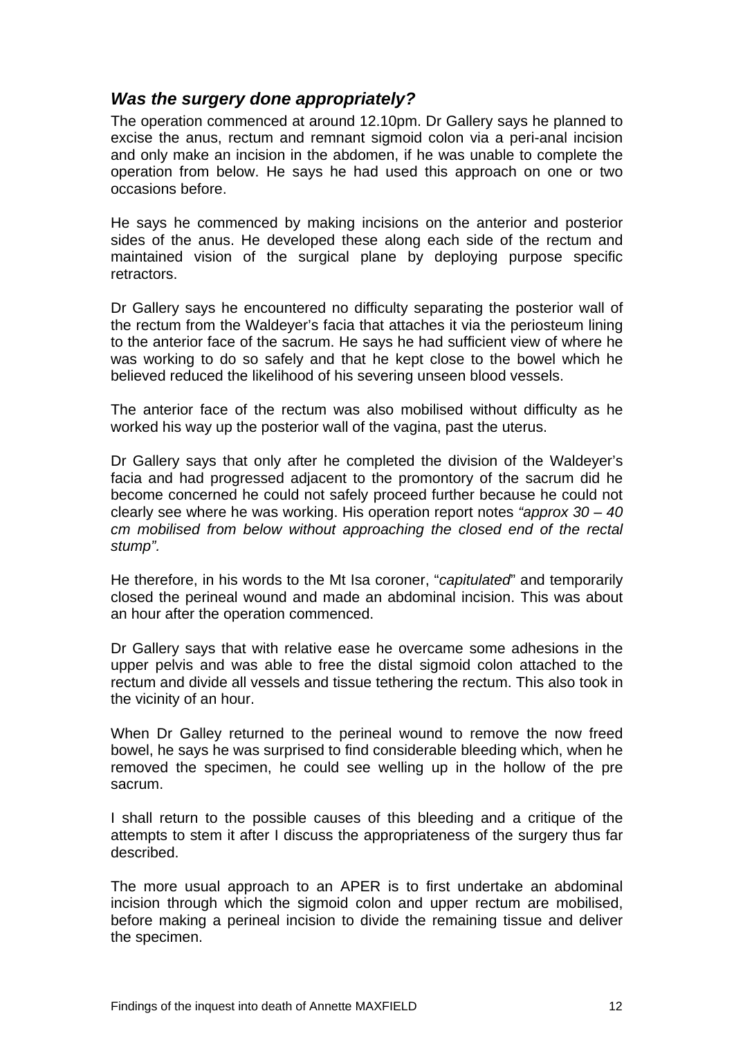### *Was the surgery done appropriately?*

The operation commenced at around 12.10pm. Dr Gallery says he planned to excise the anus, rectum and remnant sigmoid colon via a peri-anal incision and only make an incision in the abdomen, if he was unable to complete the operation from below. He says he had used this approach on one or two occasions before.

He says he commenced by making incisions on the anterior and posterior sides of the anus. He developed these along each side of the rectum and maintained vision of the surgical plane by deploying purpose specific retractors.

Dr Gallery says he encountered no difficulty separating the posterior wall of the rectum from the Waldeyer's facia that attaches it via the periosteum lining to the anterior face of the sacrum. He says he had sufficient view of where he was working to do so safely and that he kept close to the bowel which he believed reduced the likelihood of his severing unseen blood vessels.

The anterior face of the rectum was also mobilised without difficulty as he worked his way up the posterior wall of the vagina, past the uterus.

Dr Gallery says that only after he completed the division of the Waldeyer's facia and had progressed adjacent to the promontory of the sacrum did he become concerned he could not safely proceed further because he could not clearly see where he was working. His operation report notes *"approx 30 – 40 cm mobilised from below without approaching the closed end of the rectal stump"*.

He therefore, in his words to the Mt Isa coroner, "*capitulated*" and temporarily closed the perineal wound and made an abdominal incision. This was about an hour after the operation commenced.

Dr Gallery says that with relative ease he overcame some adhesions in the upper pelvis and was able to free the distal sigmoid colon attached to the rectum and divide all vessels and tissue tethering the rectum. This also took in the vicinity of an hour.

When Dr Galley returned to the perineal wound to remove the now freed bowel, he says he was surprised to find considerable bleeding which, when he removed the specimen, he could see welling up in the hollow of the pre sacrum.

I shall return to the possible causes of this bleeding and a critique of the attempts to stem it after I discuss the appropriateness of the surgery thus far described.

The more usual approach to an APER is to first undertake an abdominal incision through which the sigmoid colon and upper rectum are mobilised, before making a perineal incision to divide the remaining tissue and deliver the specimen.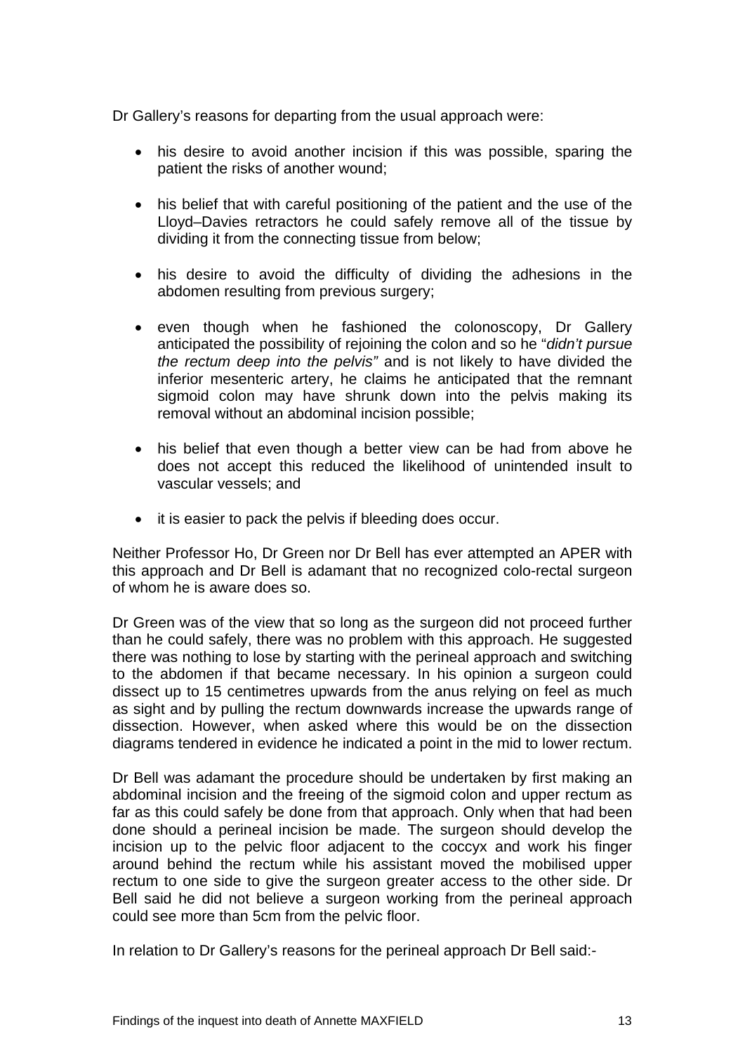Dr Gallery's reasons for departing from the usual approach were:

- his desire to avoid another incision if this was possible, sparing the patient the risks of another wound;

- his belief that with careful positioning of the patient and the use of the Lloyd–Davies retractors he could safely remove all of the tissue by dividing it from the connecting tissue from below;

- his desire to avoid the difficulty of dividing the adhesions in the abdomen resulting from previous surgery;

- even though when he fashioned the colonoscopy, Dr Gallery anticipated the possibility of rejoining the colon and so he "*didn't pursue the rectum deep into the pelvis"* and is not likely to have divided the inferior mesenteric artery, he claims he anticipated that the remnant sigmoid colon may have shrunk down into the pelvis making its removal without an abdominal incision possible;

- his belief that even though a better view can be had from above he does not accept this reduced the likelihood of unintended insult to vascular vessels; and

- it is easier to pack the pelvis if bleeding does occur.

Neither Professor Ho, Dr Green nor Dr Bell has ever attempted an APER with this approach and Dr Bell is adamant that no recognized colo-rectal surgeon of whom he is aware does so.

Dr Green was of the view that so long as the surgeon did not proceed further than he could safely, there was no problem with this approach. He suggested there was nothing to lose by starting with the perineal approach and switching to the abdomen if that became necessary. In his opinion a surgeon could dissect up to 15 centimetres upwards from the anus relying on feel as much as sight and by pulling the rectum downwards increase the upwards range of dissection. However, when asked where this would be on the dissection diagrams tendered in evidence he indicated a point in the mid to lower rectum.

Dr Bell was adamant the procedure should be undertaken by first making an abdominal incision and the freeing of the sigmoid colon and upper rectum as far as this could safely be done from that approach. Only when that had been done should a perineal incision be made. The surgeon should develop the incision up to the pelvic floor adjacent to the coccyx and work his finger around behind the rectum while his assistant moved the mobilised upper rectum to one side to give the surgeon greater access to the other side. Dr Bell said he did not believe a surgeon working from the perineal approach could see more than 5cm from the pelvic floor.

In relation to Dr Gallery's reasons for the perineal approach Dr Bell said:-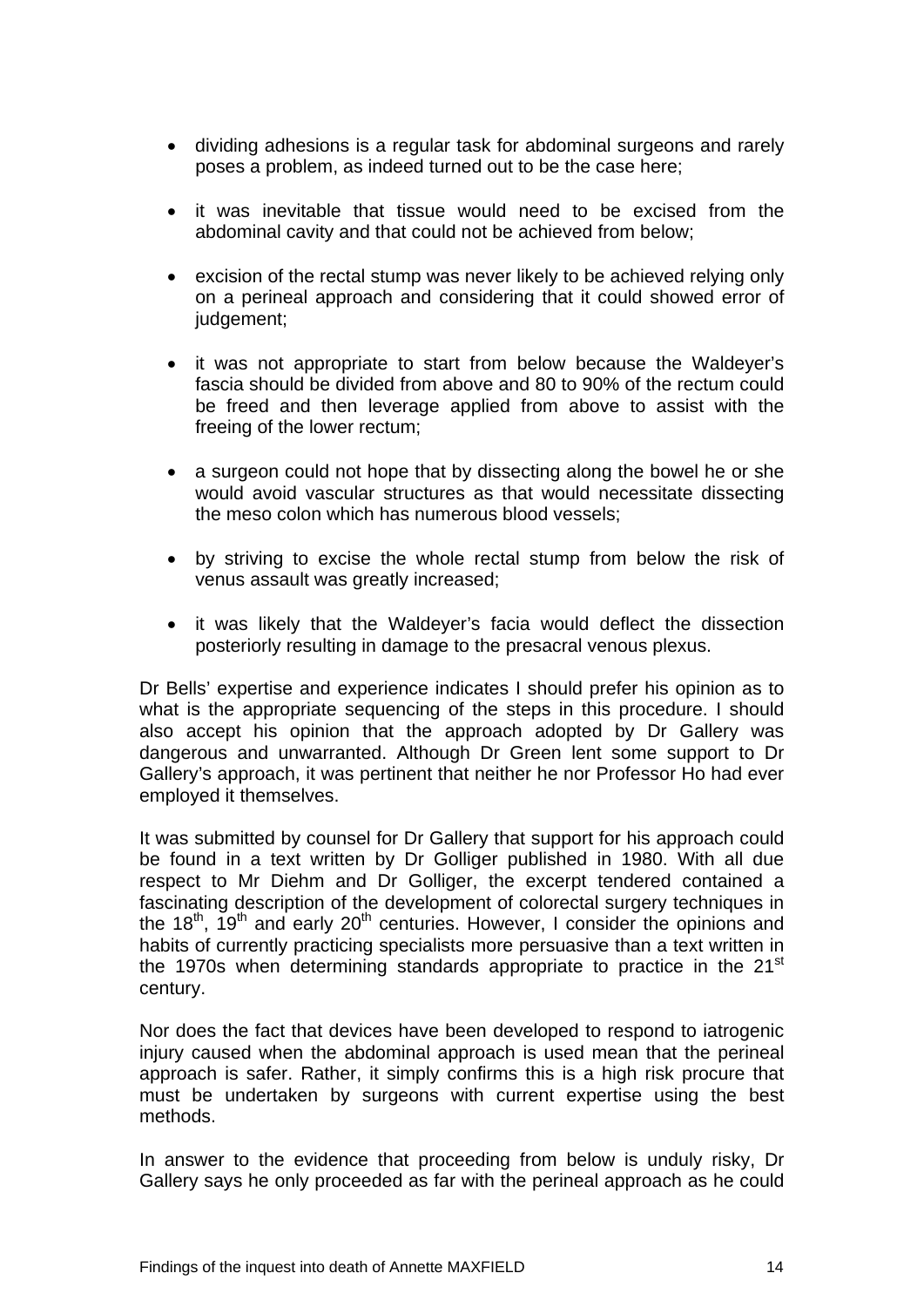- dividing adhesions is a regular task for abdominal surgeons and rarely poses a problem, as indeed turned out to be the case here;
- it was inevitable that tissue would need to be excised from the abdominal cavity and that could not be achieved from below;
- excision of the rectal stump was never likely to be achieved relying only on a perineal approach and considering that it could showed error of judgement;
- it was not appropriate to start from below because the Waldeyer's fascia should be divided from above and 80 to 90% of the rectum could be freed and then leverage applied from above to assist with the freeing of the lower rectum;
- a surgeon could not hope that by dissecting along the bowel he or she would avoid vascular structures as that would necessitate dissecting the meso colon which has numerous blood vessels;
- by striving to excise the whole rectal stump from below the risk of venus assault was greatly increased;
- it was likely that the Waldeyer's facia would deflect the dissection posteriorly resulting in damage to the presacral venous plexus.

Dr Bells' expertise and experience indicates I should prefer his opinion as to what is the appropriate sequencing of the steps in this procedure. I should also accept his opinion that the approach adopted by Dr Gallery was dangerous and unwarranted. Although Dr Green lent some support to Dr Gallery's approach, it was pertinent that neither he nor Professor Ho had ever employed it themselves.

It was submitted by counsel for Dr Gallery that support for his approach could be found in a text written by Dr Golliger published in 1980. With all due respect to Mr Diehm and Dr Golliger, the excerpt tendered contained a fascinating description of the development of colorectal surgery techniques in the 18th, 19th and early 20th centuries. However, I consider the opinions and habits of currently practicing specialists more persuasive than a text written in the 1970s when determining standards appropriate to practice in the 21st century.

Nor does the fact that devices have been developed to respond to iatrogenic injury caused when the abdominal approach is used mean that the perineal approach is safer. Rather, it simply confirms this is a high risk procure that must be undertaken by surgeons with current expertise using the best methods.

In answer to the evidence that proceeding from below is unduly risky, Dr Gallery says he only proceeded as far with the perineal approach as he could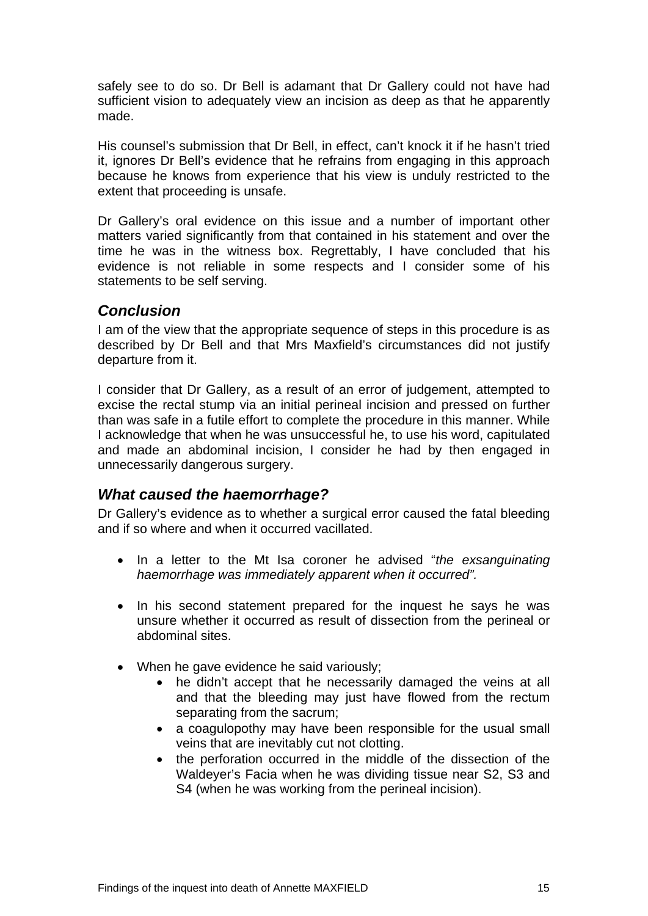safely see to do so. Dr Bell is adamant that Dr Gallery could not have had sufficient vision to adequately view an incision as deep as that he apparently made.

His counsel's submission that Dr Bell, in effect, can't knock it if he hasn't tried it, ignores Dr Bell's evidence that he refrains from engaging in this approach because he knows from experience that his view is unduly restricted to the extent that proceeding is unsafe.

Dr Gallery's oral evidence on this issue and a number of important other matters varied significantly from that contained in his statement and over the time he was in the witness box. Regrettably, I have concluded that his evidence is not reliable in some respects and I consider some of his statements to be self serving.

### *Conclusion*

I am of the view that the appropriate sequence of steps in this procedure is as described by Dr Bell and that Mrs Maxfield's circumstances did not justify departure from it.

I consider that Dr Gallery, as a result of an error of judgement, attempted to excise the rectal stump via an initial perineal incision and pressed on further than was safe in a futile effort to complete the procedure in this manner. While I acknowledge that when he was unsuccessful he, to use his word, capitulated and made an abdominal incision, I consider he had by then engaged in unnecessarily dangerous surgery.

### *What caused the haemorrhage?*

Dr Gallery's evidence as to whether a surgical error caused the fatal bleeding and if so where and when it occurred vacillated.

- In a letter to the Mt Isa coroner he advised "*the exsanguinating haemorrhage was immediately apparent when it occurred".*
- In his second statement prepared for the inquest he says he was unsure whether it occurred as result of dissection from the perineal or abdominal sites.
- When he gave evidence he said variously;
    - he didn't accept that he necessarily damaged the veins at all and that the bleeding may just have flowed from the rectum separating from the sacrum;
    - a coagulopothy may have been responsible for the usual small veins that are inevitably cut not clotting.
    - the perforation occurred in the middle of the dissection of the Waldeyer's Facia when he was dividing tissue near S2, S3 and S4 (when he was working from the perineal incision).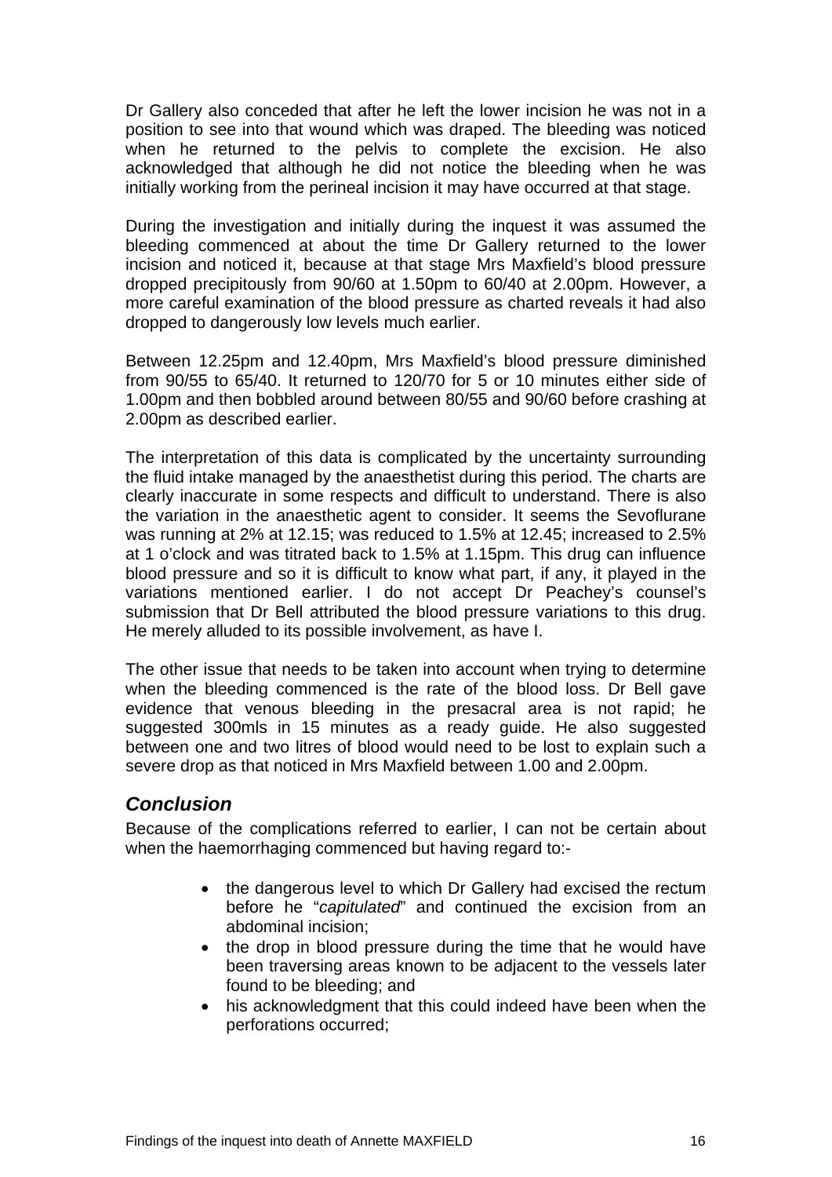Dr Gallery also conceded that after he left the lower incision he was not in a position to see into that wound which was draped. The bleeding was noticed when he returned to the pelvis to complete the excision. He also acknowledged that although he did not notice the bleeding when he was initially working from the perineal incision it may have occurred at that stage.

During the investigation and initially during the inquest it was assumed the bleeding commenced at about the time Dr Gallery returned to the lower incision and noticed it, because at that stage Mrs Maxfield's blood pressure dropped precipitously from 90/60 at 1.50pm to 60/40 at 2.00pm. However, a more careful examination of the blood pressure as charted reveals it had also dropped to dangerously low levels much earlier.

Between 12.25pm and 12.40pm, Mrs Maxfield's blood pressure diminished from 90/55 to 65/40. It returned to 120/70 for 5 or 10 minutes either side of 1.00pm and then bobbled around between 80/55 and 90/60 before crashing at 2.00pm as described earlier.

The interpretation of this data is complicated by the uncertainty surrounding the fluid intake managed by the anaesthetist during this period. The charts are clearly inaccurate in some respects and difficult to understand. There is also the variation in the anaesthetic agent to consider. It seems the Sevoflurane was running at 2% at 12.15; was reduced to 1.5% at 12.45; increased to 2.5% at 1 o'clock and was titrated back to 1.5% at 1.15pm. This drug can influence blood pressure and so it is difficult to know what part, if any, it played in the variations mentioned earlier. I do not accept Dr Peachey's counsel's submission that Dr Bell attributed the blood pressure variations to this drug. He merely alluded to its possible involvement, as have I.

The other issue that needs to be taken into account when trying to determine when the bleeding commenced is the rate of the blood loss. Dr Bell gave evidence that venous bleeding in the presacral area is not rapid; he suggested 300mls in 15 minutes as a ready guide. He also suggested between one and two litres of blood would need to be lost to explain such a severe drop as that noticed in Mrs Maxfield between 1.00 and 2.00pm.

### *Conclusion*

Because of the complications referred to earlier, I can not be certain about when the haemorrhaging commenced but having regard to:-

- the dangerous level to which Dr Gallery had excised the rectum before he "*capitulated*" and continued the excision from an abdominal incision;
- the drop in blood pressure during the time that he would have been traversing areas known to be adjacent to the vessels later found to be bleeding; and
- his acknowledgment that this could indeed have been when the perforations occurred;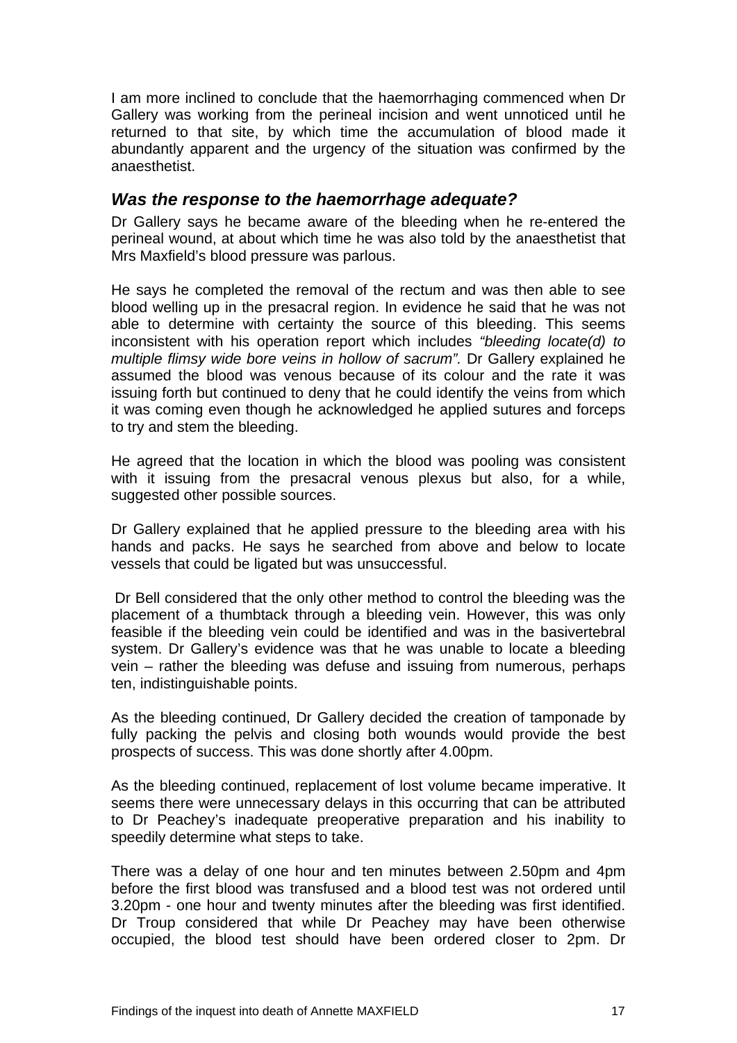I am more inclined to conclude that the haemorrhaging commenced when Dr Gallery was working from the perineal incision and went unnoticed until he returned to that site, by which time the accumulation of blood made it abundantly apparent and the urgency of the situation was confirmed by the anaesthetist.

### *Was the response to the haemorrhage adequate?*

Dr Gallery says he became aware of the bleeding when he re-entered the perineal wound, at about which time he was also told by the anaesthetist that Mrs Maxfield's blood pressure was parlous.

He says he completed the removal of the rectum and was then able to see blood welling up in the presacral region. In evidence he said that he was not able to determine with certainty the source of this bleeding. This seems inconsistent with his operation report which includes *"bleeding locate(d) to multiple flimsy wide bore veins in hollow of sacrum".* Dr Gallery explained he assumed the blood was venous because of its colour and the rate it was issuing forth but continued to deny that he could identify the veins from which it was coming even though he acknowledged he applied sutures and forceps to try and stem the bleeding.

He agreed that the location in which the blood was pooling was consistent with it issuing from the presacral venous plexus but also, for a while, suggested other possible sources.

Dr Gallery explained that he applied pressure to the bleeding area with his hands and packs. He says he searched from above and below to locate vessels that could be ligated but was unsuccessful.

Dr Bell considered that the only other method to control the bleeding was the placement of a thumbtack through a bleeding vein. However, this was only feasible if the bleeding vein could be identified and was in the basivertebral system. Dr Gallery's evidence was that he was unable to locate a bleeding vein – rather the bleeding was defuse and issuing from numerous, perhaps ten, indistinguishable points.

As the bleeding continued, Dr Gallery decided the creation of tamponade by fully packing the pelvis and closing both wounds would provide the best prospects of success. This was done shortly after 4.00pm.

As the bleeding continued, replacement of lost volume became imperative. It seems there were unnecessary delays in this occurring that can be attributed to Dr Peachey's inadequate preoperative preparation and his inability to speedily determine what steps to take.

There was a delay of one hour and ten minutes between 2.50pm and 4pm before the first blood was transfused and a blood test was not ordered until 3.20pm - one hour and twenty minutes after the bleeding was first identified. Dr Troup considered that while Dr Peachey may have been otherwise occupied, the blood test should have been ordered closer to 2pm. Dr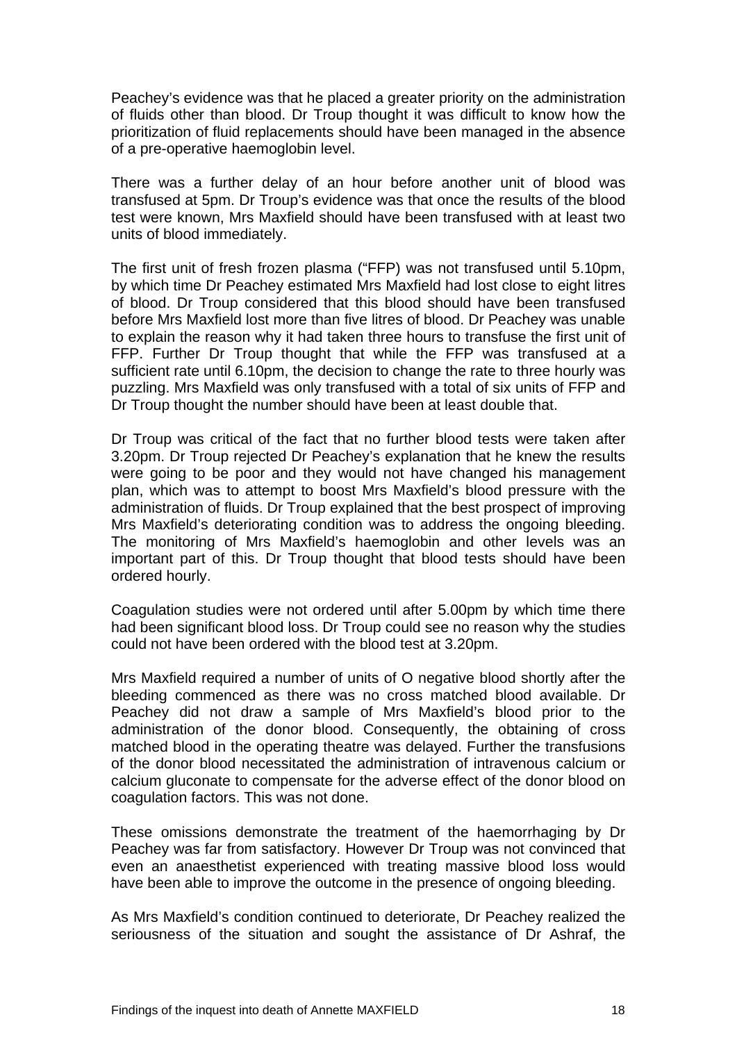Peachey's evidence was that he placed a greater priority on the administration of fluids other than blood. Dr Troup thought it was difficult to know how the prioritization of fluid replacements should have been managed in the absence of a pre-operative haemoglobin level.

There was a further delay of an hour before another unit of blood was transfused at 5pm. Dr Troup's evidence was that once the results of the blood test were known, Mrs Maxfield should have been transfused with at least two units of blood immediately.

The first unit of fresh frozen plasma ("FFP) was not transfused until 5.10pm, by which time Dr Peachey estimated Mrs Maxfield had lost close to eight litres of blood. Dr Troup considered that this blood should have been transfused before Mrs Maxfield lost more than five litres of blood. Dr Peachey was unable to explain the reason why it had taken three hours to transfuse the first unit of FFP. Further Dr Troup thought that while the FFP was transfused at a sufficient rate until 6.10pm, the decision to change the rate to three hourly was puzzling. Mrs Maxfield was only transfused with a total of six units of FFP and Dr Troup thought the number should have been at least double that.

Dr Troup was critical of the fact that no further blood tests were taken after 3.20pm. Dr Troup rejected Dr Peachey's explanation that he knew the results were going to be poor and they would not have changed his management plan, which was to attempt to boost Mrs Maxfield's blood pressure with the administration of fluids. Dr Troup explained that the best prospect of improving Mrs Maxfield's deteriorating condition was to address the ongoing bleeding. The monitoring of Mrs Maxfield's haemoglobin and other levels was an important part of this. Dr Troup thought that blood tests should have been ordered hourly.

Coagulation studies were not ordered until after 5.00pm by which time there had been significant blood loss. Dr Troup could see no reason why the studies could not have been ordered with the blood test at 3.20pm.

Mrs Maxfield required a number of units of O negative blood shortly after the bleeding commenced as there was no cross matched blood available. Dr Peachey did not draw a sample of Mrs Maxfield's blood prior to the administration of the donor blood. Consequently, the obtaining of cross matched blood in the operating theatre was delayed. Further the transfusions of the donor blood necessitated the administration of intravenous calcium or calcium gluconate to compensate for the adverse effect of the donor blood on coagulation factors. This was not done.

These omissions demonstrate the treatment of the haemorrhaging by Dr Peachey was far from satisfactory. However Dr Troup was not convinced that even an anaesthetist experienced with treating massive blood loss would have been able to improve the outcome in the presence of ongoing bleeding.

As Mrs Maxfield's condition continued to deteriorate, Dr Peachey realized the seriousness of the situation and sought the assistance of Dr Ashraf, the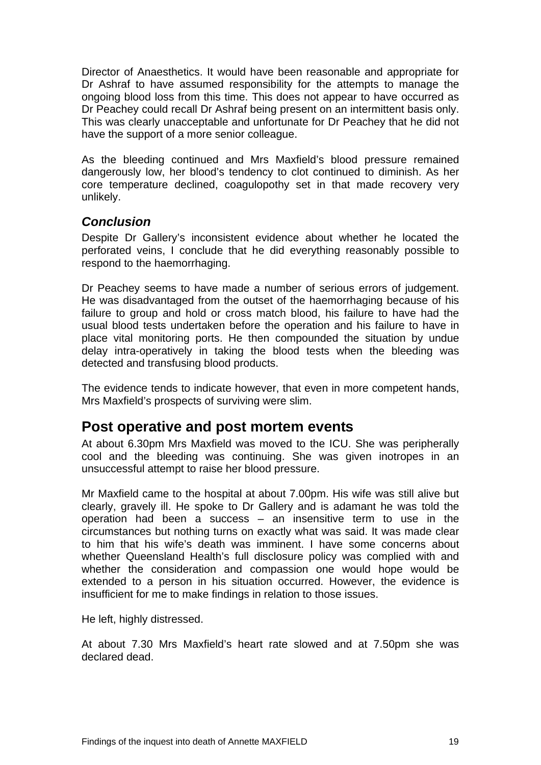Director of Anaesthetics. It would have been reasonable and appropriate for Dr Ashraf to have assumed responsibility for the attempts to manage the ongoing blood loss from this time. This does not appear to have occurred as Dr Peachey could recall Dr Ashraf being present on an intermittent basis only. This was clearly unacceptable and unfortunate for Dr Peachey that he did not have the support of a more senior colleague.

As the bleeding continued and Mrs Maxfield's blood pressure remained dangerously low, her blood's tendency to clot continued to diminish. As her core temperature declined, coagulopothy set in that made recovery very unlikely.

### *Conclusion*

Despite Dr Gallery's inconsistent evidence about whether he located the perforated veins, I conclude that he did everything reasonably possible to respond to the haemorrhaging.

Dr Peachey seems to have made a number of serious errors of judgement. He was disadvantaged from the outset of the haemorrhaging because of his failure to group and hold or cross match blood, his failure to have had the usual blood tests undertaken before the operation and his failure to have in place vital monitoring ports. He then compounded the situation by undue delay intra-operatively in taking the blood tests when the bleeding was detected and transfusing blood products.

The evidence tends to indicate however, that even in more competent hands, Mrs Maxfield's prospects of surviving were slim.

## Post operative and post mortem events

At about 6.30pm Mrs Maxfield was moved to the ICU. She was peripherally cool and the bleeding was continuing. She was given inotropes in an unsuccessful attempt to raise her blood pressure.

Mr Maxfield came to the hospital at about 7.00pm. His wife was still alive but clearly, gravely ill. He spoke to Dr Gallery and is adamant he was told the operation had been a success – an insensitive term to use in the circumstances but nothing turns on exactly what was said. It was made clear to him that his wife's death was imminent. I have some concerns about whether Queensland Health's full disclosure policy was complied with and whether the consideration and compassion one would hope would be extended to a person in his situation occurred. However, the evidence is insufficient for me to make findings in relation to those issues.

He left, highly distressed.

At about 7.30 Mrs Maxfield's heart rate slowed and at 7.50pm she was declared dead.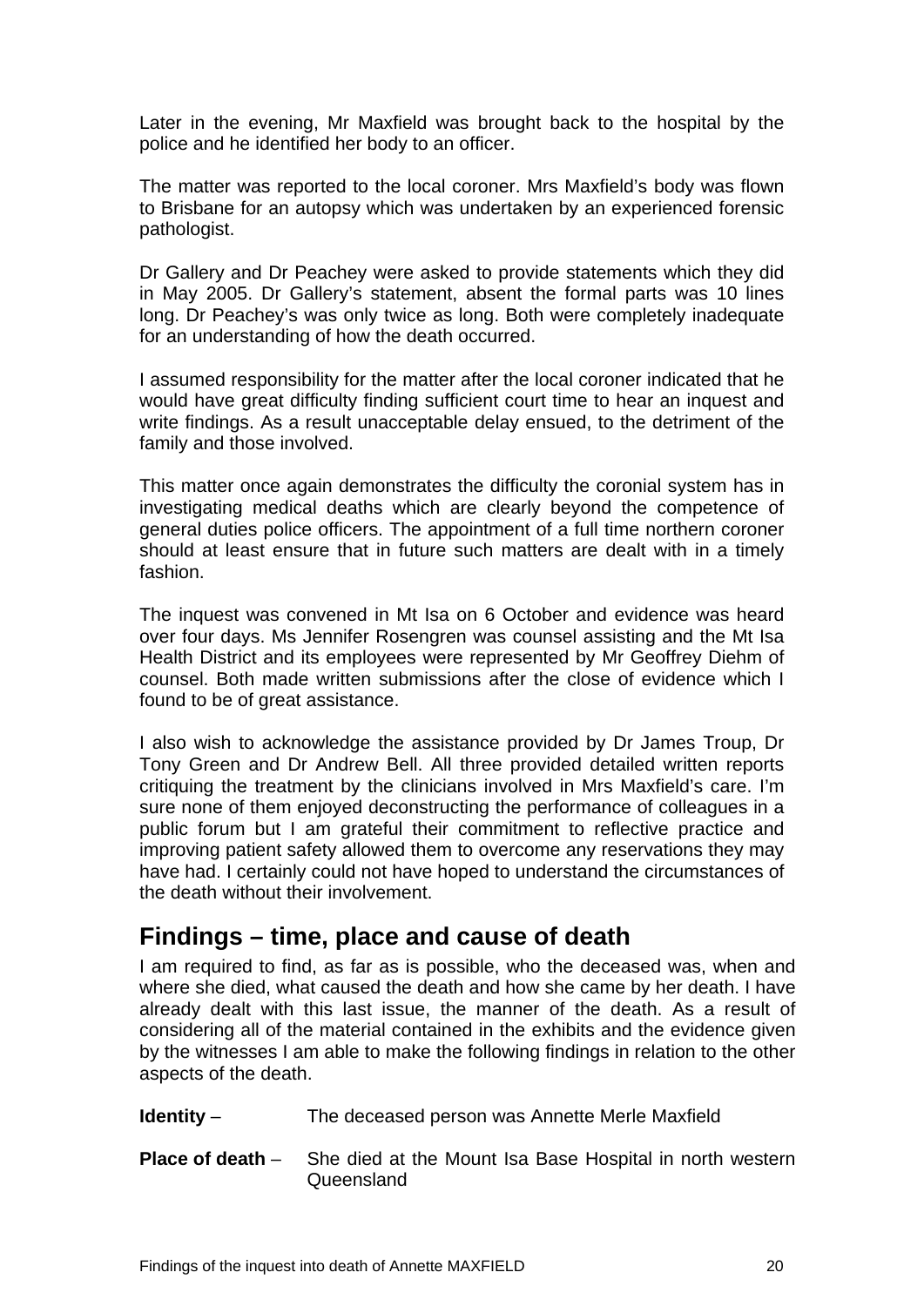Later in the evening, Mr Maxfield was brought back to the hospital by the police and he identified her body to an officer.

The matter was reported to the local coroner. Mrs Maxfield's body was flown to Brisbane for an autopsy which was undertaken by an experienced forensic pathologist.

Dr Gallery and Dr Peachey were asked to provide statements which they did in May 2005. Dr Gallery's statement, absent the formal parts was 10 lines long. Dr Peachey's was only twice as long. Both were completely inadequate for an understanding of how the death occurred.

I assumed responsibility for the matter after the local coroner indicated that he would have great difficulty finding sufficient court time to hear an inquest and write findings. As a result unacceptable delay ensued, to the detriment of the family and those involved.

This matter once again demonstrates the difficulty the coronial system has in investigating medical deaths which are clearly beyond the competence of general duties police officers. The appointment of a full time northern coroner should at least ensure that in future such matters are dealt with in a timely fashion.

The inquest was convened in Mt Isa on 6 October and evidence was heard over four days. Ms Jennifer Rosengren was counsel assisting and the Mt Isa Health District and its employees were represented by Mr Geoffrey Diehm of counsel. Both made written submissions after the close of evidence which I found to be of great assistance.

I also wish to acknowledge the assistance provided by Dr James Troup, Dr Tony Green and Dr Andrew Bell. All three provided detailed written reports critiquing the treatment by the clinicians involved in Mrs Maxfield's care. I'm sure none of them enjoyed deconstructing the performance of colleagues in a public forum but I am grateful their commitment to reflective practice and improving patient safety allowed them to overcome any reservations they may have had. I certainly could not have hoped to understand the circumstances of the death without their involvement.

## Findings – time, place and cause of death

I am required to find, as far as is possible, who the deceased was, when and where she died, what caused the death and how she came by her death. I have already dealt with this last issue, the manner of the death. As a result of considering all of the material contained in the exhibits and the evidence given by the witnesses I am able to make the following findings in relation to the other aspects of the death.

**Identity** – The deceased person was Annette Merle Maxfield

**Place of death** – She died at the Mount Isa Base Hospital in north western Queensland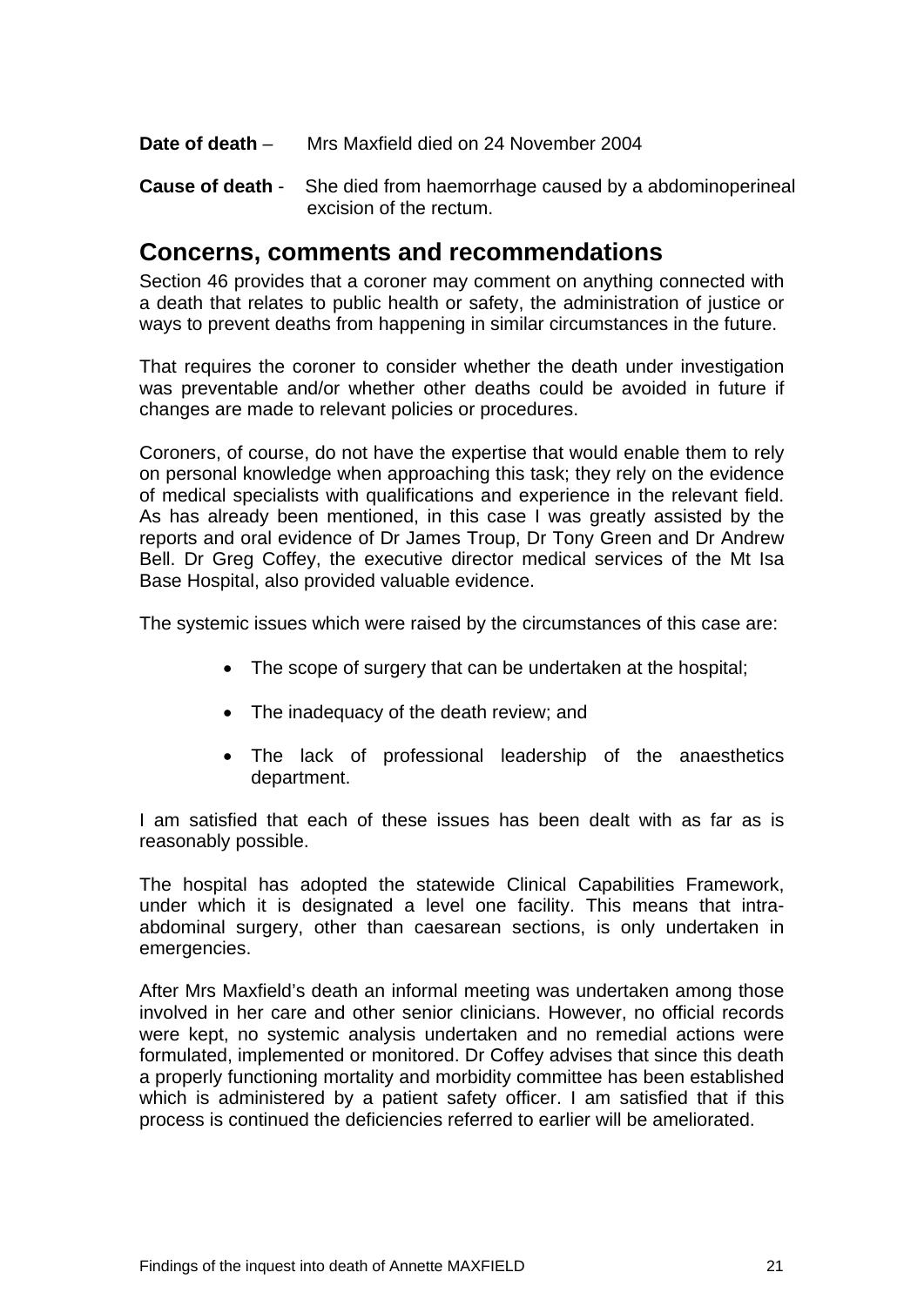**Date of death** – Mrs Maxfield died on 24 November 2004

**Cause of death** - She died from haemorrhage caused by a abdominoperineal excision of the rectum.

## Concerns, comments and recommendations

Section 46 provides that a coroner may comment on anything connected with a death that relates to public health or safety, the administration of justice or ways to prevent deaths from happening in similar circumstances in the future.

That requires the coroner to consider whether the death under investigation was preventable and/or whether other deaths could be avoided in future if changes are made to relevant policies or procedures.

Coroners, of course, do not have the expertise that would enable them to rely on personal knowledge when approaching this task; they rely on the evidence of medical specialists with qualifications and experience in the relevant field. As has already been mentioned, in this case I was greatly assisted by the reports and oral evidence of Dr James Troup, Dr Tony Green and Dr Andrew Bell. Dr Greg Coffey, the executive director medical services of the Mt Isa Base Hospital, also provided valuable evidence.

The systemic issues which were raised by the circumstances of this case are:

- The scope of surgery that can be undertaken at the hospital;
- The inadequacy of the death review; and
- The lack of professional leadership of the anaesthetics department.

I am satisfied that each of these issues has been dealt with as far as is reasonably possible.

The hospital has adopted the statewide Clinical Capabilities Framework, under which it is designated a level one facility. This means that intra-abdominal surgery, other than caesarean sections, is only undertaken in emergencies.

After Mrs Maxfield's death an informal meeting was undertaken among those involved in her care and other senior clinicians. However, no official records were kept, no systemic analysis undertaken and no remedial actions were formulated, implemented or monitored. Dr Coffey advises that since this death a properly functioning mortality and morbidity committee has been established which is administered by a patient safety officer. I am satisfied that if this process is continued the deficiencies referred to earlier will be ameliorated.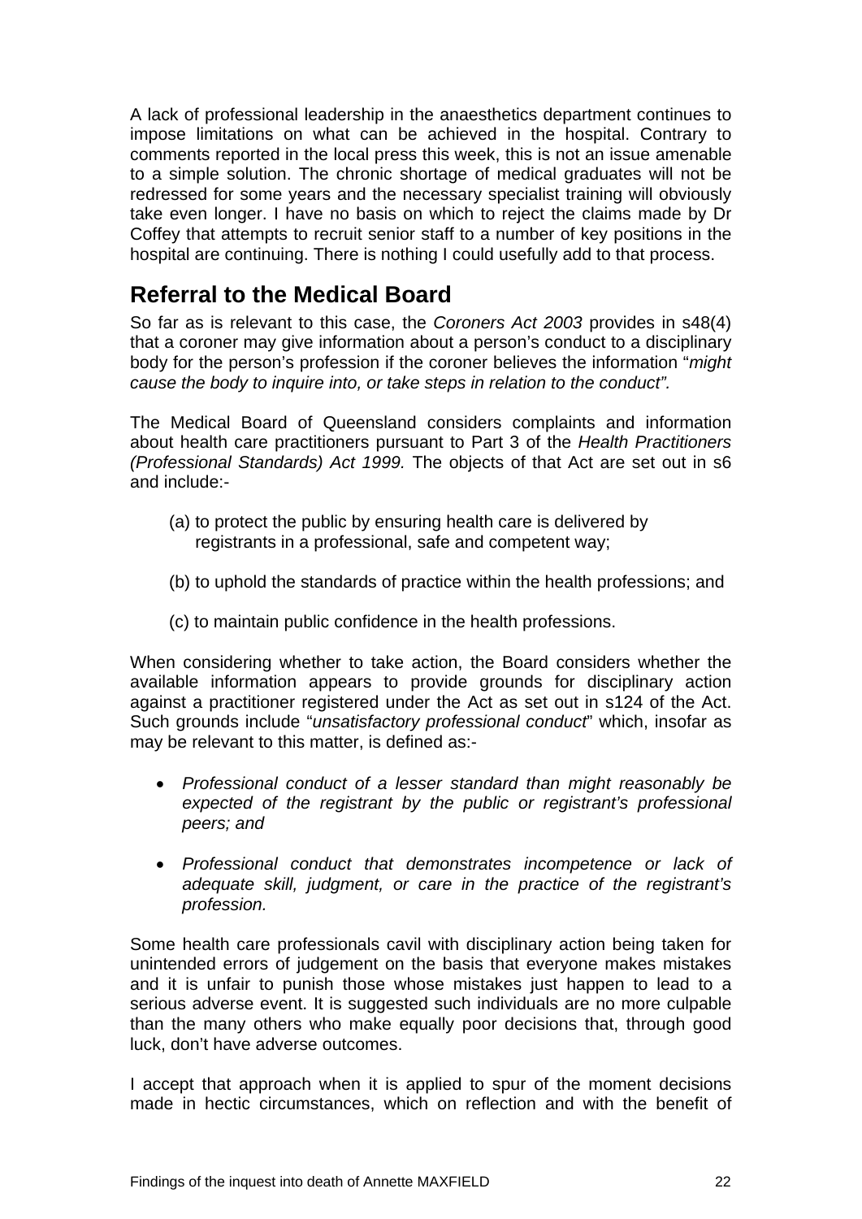A lack of professional leadership in the anaesthetics department continues to impose limitations on what can be achieved in the hospital. Contrary to comments reported in the local press this week, this is not an issue amenable to a simple solution. The chronic shortage of medical graduates will not be redressed for some years and the necessary specialist training will obviously take even longer. I have no basis on which to reject the claims made by Dr Coffey that attempts to recruit senior staff to a number of key positions in the hospital are continuing. There is nothing I could usefully add to that process.

## Referral to the Medical Board

So far as is relevant to this case, the *Coroners Act 2003* provides in s48(4) that a coroner may give information about a person's conduct to a disciplinary body for the person's profession if the coroner believes the information "*might cause the body to inquire into, or take steps in relation to the conduct".*

The Medical Board of Queensland considers complaints and information about health care practitioners pursuant to Part 3 of the *Health Practitioners (Professional Standards) Act 1999.* The objects of that Act are set out in s6 and include:-

(a) to protect the public by ensuring health care is delivered by registrants in a professional, safe and competent way;

(b) to uphold the standards of practice within the health professions; and

(c) to maintain public confidence in the health professions.

When considering whether to take action, the Board considers whether the available information appears to provide grounds for disciplinary action against a practitioner registered under the Act as set out in s124 of the Act. Such grounds include "*unsatisfactory professional conduct*" which, insofar as may be relevant to this matter, is defined as:-

- *Professional conduct of a lesser standard than might reasonably be expected of the registrant by the public or registrant's professional peers; and*
- *Professional conduct that demonstrates incompetence or lack of adequate skill, judgment, or care in the practice of the registrant's profession.*

Some health care professionals cavil with disciplinary action being taken for unintended errors of judgement on the basis that everyone makes mistakes and it is unfair to punish those whose mistakes just happen to lead to a serious adverse event. It is suggested such individuals are no more culpable than the many others who make equally poor decisions that, through good luck, don't have adverse outcomes.

I accept that approach when it is applied to spur of the moment decisions made in hectic circumstances, which on reflection and with the benefit of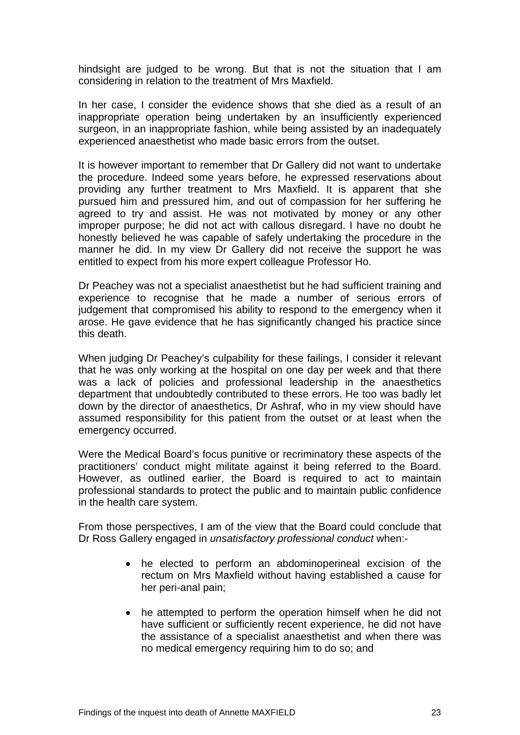hindsight are judged to be wrong. But that is not the situation that I am considering in relation to the treatment of Mrs Maxfield.

In her case, I consider the evidence shows that she died as a result of an inappropriate operation being undertaken by an insufficiently experienced surgeon, in an inappropriate fashion, while being assisted by an inadequately experienced anaesthetist who made basic errors from the outset.

It is however important to remember that Dr Gallery did not want to undertake the procedure. Indeed some years before, he expressed reservations about providing any further treatment to Mrs Maxfield. It is apparent that she pursued him and pressured him, and out of compassion for her suffering he agreed to try and assist. He was not motivated by money or any other improper purpose; he did not act with callous disregard. I have no doubt he honestly believed he was capable of safely undertaking the procedure in the manner he did. In my view Dr Gallery did not receive the support he was entitled to expect from his more expert colleague Professor Ho.

Dr Peachey was not a specialist anaesthetist but he had sufficient training and experience to recognise that he made a number of serious errors of judgement that compromised his ability to respond to the emergency when it arose. He gave evidence that he has significantly changed his practice since this death.

When judging Dr Peachey's culpability for these failings, I consider it relevant that he was only working at the hospital on one day per week and that there was a lack of policies and professional leadership in the anaesthetics department that undoubtedly contributed to these errors. He too was badly let down by the director of anaesthetics, Dr Ashraf, who in my view should have assumed responsibility for this patient from the outset or at least when the emergency occurred.

Were the Medical Board's focus punitive or recriminatory these aspects of the practitioners' conduct might militate against it being referred to the Board. However, as outlined earlier, the Board is required to act to maintain professional standards to protect the public and to maintain public confidence in the health care system.

From those perspectives, I am of the view that the Board could conclude that Dr Ross Gallery engaged in *unsatisfactory professional conduct* when:-

- he elected to perform an abdominoperineal excision of the rectum on Mrs Maxfield without having established a cause for her peri-anal pain;
- he attempted to perform the operation himself when he did not have sufficient or sufficiently recent experience, he did not have the assistance of a specialist anaesthetist and when there was no medical emergency requiring him to do so; and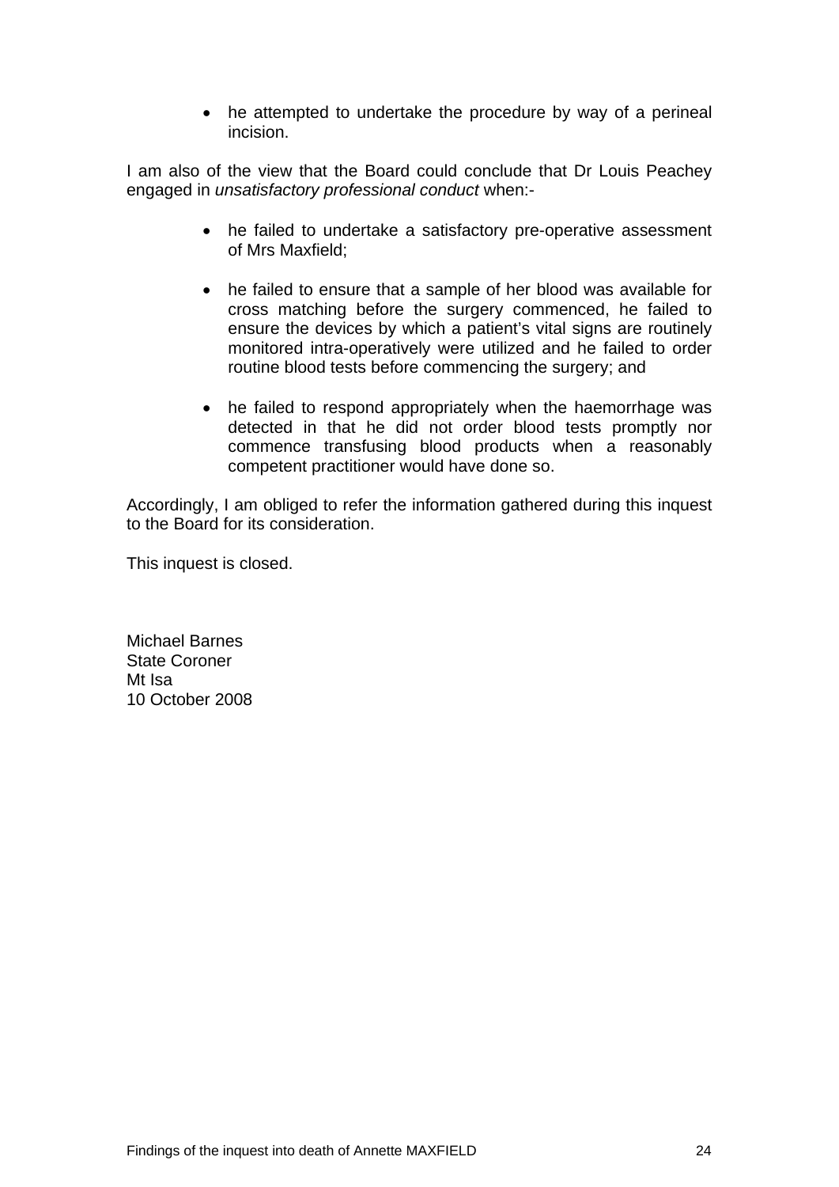- he attempted to undertake the procedure by way of a perineal incision.

I am also of the view that the Board could conclude that Dr Louis Peachey engaged in *unsatisfactory professional conduct* when:-

- he failed to undertake a satisfactory pre-operative assessment of Mrs Maxfield;
- he failed to ensure that a sample of her blood was available for cross matching before the surgery commenced, he failed to ensure the devices by which a patient's vital signs are routinely monitored intra-operatively were utilized and he failed to order routine blood tests before commencing the surgery; and
- he failed to respond appropriately when the haemorrhage was detected in that he did not order blood tests promptly nor commence transfusing blood products when a reasonably competent practitioner would have done so.

Accordingly, I am obliged to refer the information gathered during this inquest to the Board for its consideration.

This inquest is closed.

Michael Barnes
State Coroner
Mt Isa
10 October 2008